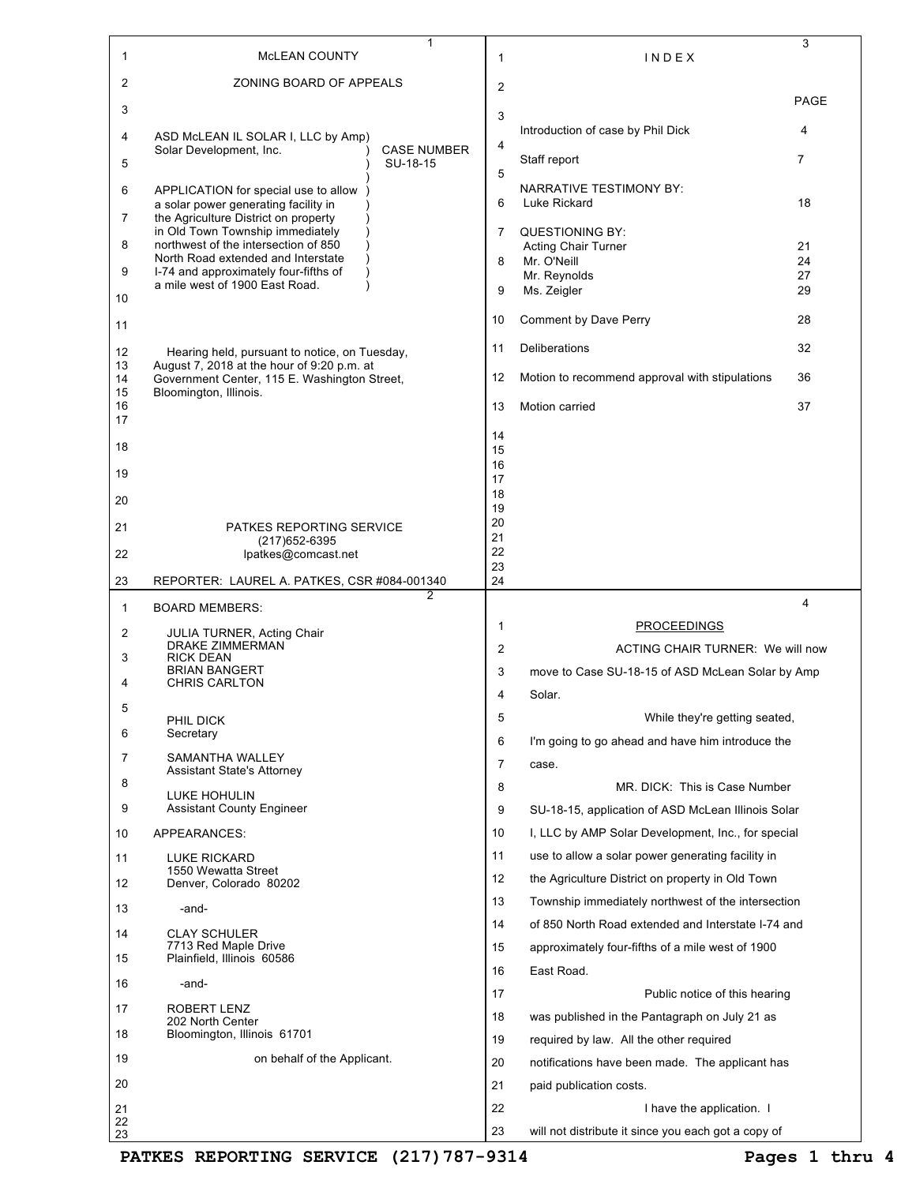McLEAN COUNTY

ZONING BOARD OF APPEALS

ASD McLEAN IL SOLAR I, LLC by Amp Solar Development, Inc.

CASE NUMBER SU-18-15

APPLICATION for special use to allow a solar power generating facility in the Agriculture District on property in Old Town Township immediately northwest of the intersection of 850 North Road extended and Interstate I-74 and approximately four-fifths of a mile west of 1900 East Road.

Hearing held, pursuant to notice, on Tuesday, August 7, 2018 at the hour of 9:20 p.m. at Government Center, 115 E. Washington Street, Bloomington, Illinois.

PATKES REPORTING SERVICE
(217)652-6395
lpatkes@comcast.net

REPORTER: LAUREL A. PATKES, CSR #084-001340

BOARD MEMBERS:

JULIA TURNER, Acting Chair
DRAKE ZIMMERMAN
RICK DEAN
BRIAN BANGERT
CHRIS CARLTON

PHIL DICK
Secretary

SAMANTHA WALLEY
Assistant State's Attorney

LUKE HOHULIN
Assistant County Engineer

APPEARANCES:

LUKE RICKARD
1550 Wewatta Street
Denver, Colorado 80202

-and-

CLAY SCHULER
7713 Red Maple Drive
Plainfield, Illinois 60586

-and-

ROBERT LENZ
202 North Center
Bloomington, Illinois 61701

on behalf of the Applicant.

I N D E X

| | PAGE |
|---|---|
| Introduction of case by Phil Dick | 4 |
| Staff report | 7 |
| NARRATIVE TESTIMONY BY: | |
| Luke Rickard | 18 |
| QUESTIONING BY: | |
| Acting Chair Turner | 21 |
| Mr. O'Neill | 24 |
| Mr. Reynolds | 27 |
| Ms. Zeigler | 29 |
| Comment by Dave Perry | 28 |
| Deliberations | 32 |
| Motion to recommend approval with stipulations | 36 |
| Motion carried | 37 |

PROCEEDINGS

ACTING CHAIR TURNER: We will now move to Case SU-18-15 of ASD McLean Solar by Amp Solar.

While they're getting seated, I'm going to go ahead and have him introduce the case.

MR. DICK: This is Case Number SU-18-15, application of ASD McLean Illinois Solar I, LLC by AMP Solar Development, Inc., for special use to allow a solar power generating facility in the Agriculture District on property in Old Town Township immediately northwest of the intersection of 850 North Road extended and Interstate I-74 and approximately four-fifths of a mile west of 1900 East Road.

Public notice of this hearing was published in the Pantagraph on July 21 as required by law. All the other required notifications have been made. The applicant has paid publication costs.

I have the application. I will not distribute it since you each got a copy of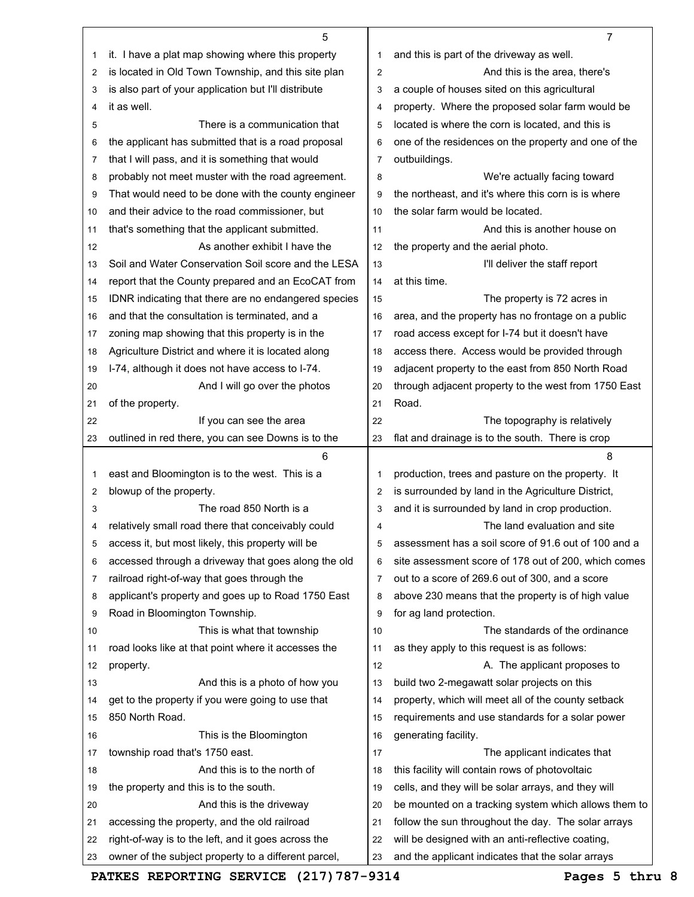it. I have a plat map showing where this property is located in Old Town Township, and this site plan is also part of your application but I'll distribute it as well.

There is a communication that the applicant has submitted that is a road proposal that I will pass, and it is something that would probably not meet muster with the road agreement. That would need to be done with the county engineer and their advice to the road commissioner, but that's something that the applicant submitted.

As another exhibit I have the Soil and Water Conservation Soil score and the LESA report that the County prepared and an EcoCAT from IDNR indicating that there are no endangered species and that the consultation is terminated, and a zoning map showing that this property is in the Agriculture District and where it is located along I-74, although it does not have access to I-74.

And I will go over the photos of the property.

If you can see the area outlined in red there, you can see Downs is to the east and Bloomington is to the west. This is a blowup of the property.

The road 850 North is a relatively small road there that conceivably could access it, but most likely, this property will be accessed through a driveway that goes along the old railroad right-of-way that goes through the applicant's property and goes up to Road 1750 East Road in Bloomington Township.

This is what that township road looks like at that point where it accesses the property.

And this is a photo of how you get to the property if you were going to use that 850 North Road.

This is the Bloomington township road that's 1750 east.

And this is to the north of the property and this is to the south.

And this is the driveway accessing the property, and the old railroad right-of-way is to the left, and it goes across the owner of the subject property to a different parcel, and this is part of the driveway as well.

And this is the area, there's a couple of houses sited on this agricultural property. Where the proposed solar farm would be located is where the corn is located, and this is one of the residences on the property and one of the outbuildings.

We're actually facing toward the northeast, and it's where this corn is is where the solar farm would be located.

And this is another house on the property and the aerial photo.

I'll deliver the staff report at this time.

The property is 72 acres in area, and the property has no frontage on a public road access except for I-74 but it doesn't have access there. Access would be provided through adjacent property to the east from 850 North Road through adjacent property to the west from 1750 East Road.

The topography is relatively flat and drainage is to the south. There is crop production, trees and pasture on the property. It is surrounded by land in the Agriculture District, and it is surrounded by land in crop production.

The land evaluation and site assessment has a soil score of 91.6 out of 100 and a site assessment score of 178 out of 200, which comes out to a score of 269.6 out of 300, and a score above 230 means that the property is of high value for ag land protection.

The standards of the ordinance as they apply to this request is as follows:

A. The applicant proposes to build two 2-megawatt solar projects on this property, which will meet all of the county setback requirements and use standards for a solar power generating facility.

The applicant indicates that this facility will contain rows of photovoltaic cells, and they will be solar arrays, and they will be mounted on a tracking system which allows them to follow the sun throughout the day. The solar arrays will be designed with an anti-reflective coating, and the applicant indicates that the solar arrays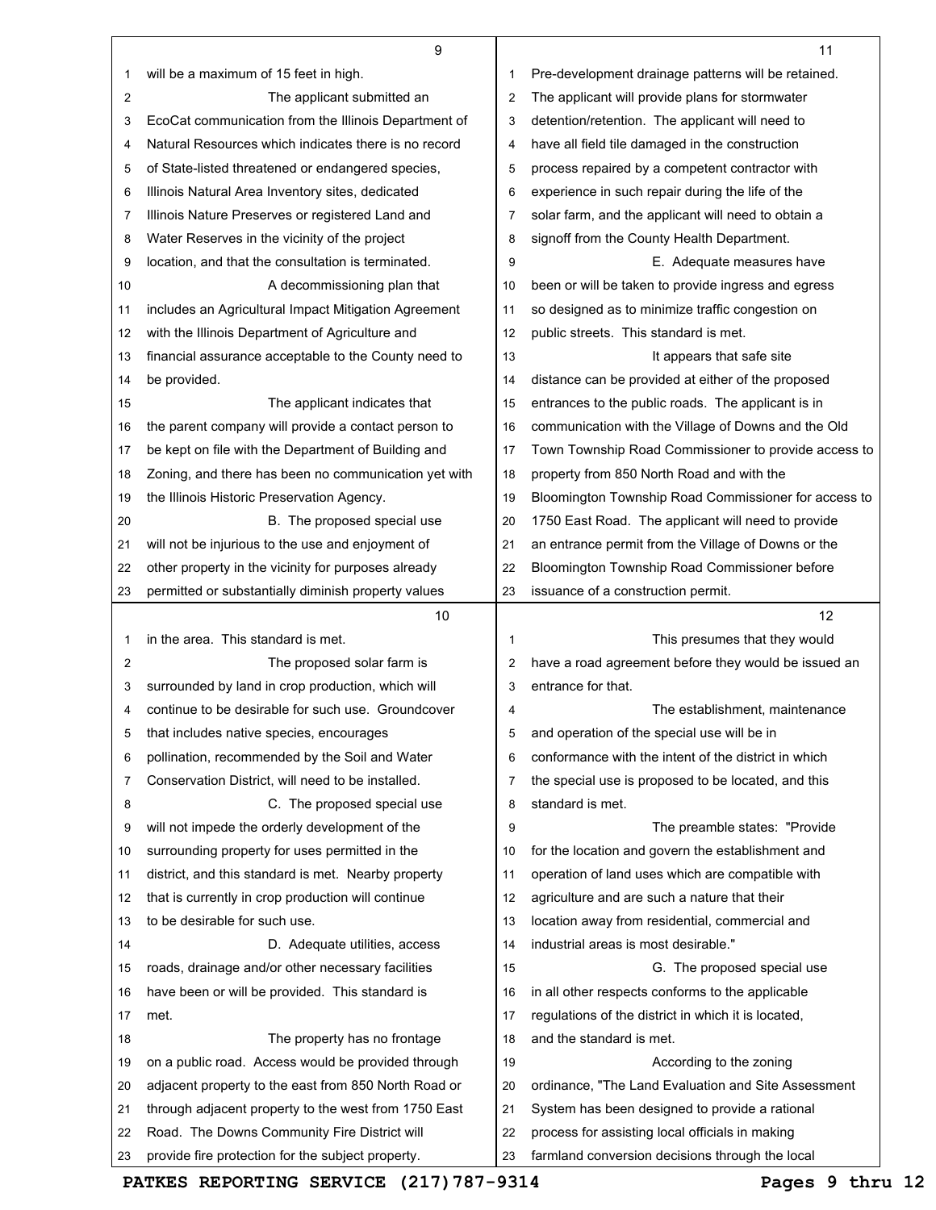will be a maximum of 15 feet in high.

The applicant submitted an EcoCat communication from the Illinois Department of Natural Resources which indicates there is no record of State-listed threatened or endangered species, Illinois Natural Area Inventory sites, dedicated Illinois Nature Preserves or registered Land and Water Reserves in the vicinity of the project location, and that the consultation is terminated.

A decommissioning plan that includes an Agricultural Impact Mitigation Agreement with the Illinois Department of Agriculture and financial assurance acceptable to the County need to be provided.

The applicant indicates that the parent company will provide a contact person to be kept on file with the Department of Building and Zoning, and there has been no communication yet with the Illinois Historic Preservation Agency.

B. The proposed special use will not be injurious to the use and enjoyment of other property in the vicinity for purposes already permitted or substantially diminish property values in the area. This standard is met.

The proposed solar farm is surrounded by land in crop production, which will continue to be desirable for such use. Groundcover that includes native species, encourages pollination, recommended by the Soil and Water Conservation District, will need to be installed.

C. The proposed special use will not impede the orderly development of the surrounding property for uses permitted in the district, and this standard is met. Nearby property that is currently in crop production will continue to be desirable for such use.

D. Adequate utilities, access roads, drainage and/or other necessary facilities have been or will be provided. This standard is met.

The property has no frontage on a public road. Access would be provided through adjacent property to the east from 850 North Road or through adjacent property to the west from 1750 East Road. The Downs Community Fire District will provide fire protection for the subject property. Pre-development drainage patterns will be retained. The applicant will provide plans for stormwater detention/retention. The applicant will need to have all field tile damaged in the construction process repaired by a competent contractor with experience in such repair during the life of the solar farm, and the applicant will need to obtain a signoff from the County Health Department.

E. Adequate measures have been or will be taken to provide ingress and egress so designed as to minimize traffic congestion on public streets. This standard is met.

It appears that safe site distance can be provided at either of the proposed entrances to the public roads. The applicant is in communication with the Village of Downs and the Old Town Township Road Commissioner to provide access to property from 850 North Road and with the Bloomington Township Road Commissioner for access to 1750 East Road. The applicant will need to provide an entrance permit from the Village of Downs or the Bloomington Township Road Commissioner before issuance of a construction permit.

This presumes that they would have a road agreement before they would be issued an entrance for that.

The establishment, maintenance and operation of the special use will be in conformance with the intent of the district in which the special use is proposed to be located, and this standard is met.

The preamble states: "Provide for the location and govern the establishment and operation of land uses which are compatible with agriculture and are such a nature that their location away from residential, commercial and industrial areas is most desirable."

G. The proposed special use in all other respects conforms to the applicable regulations of the district in which it is located, and the standard is met.

According to the zoning ordinance, "The Land Evaluation and Site Assessment System has been designed to provide a rational process for assisting local officials in making farmland conversion decisions through the local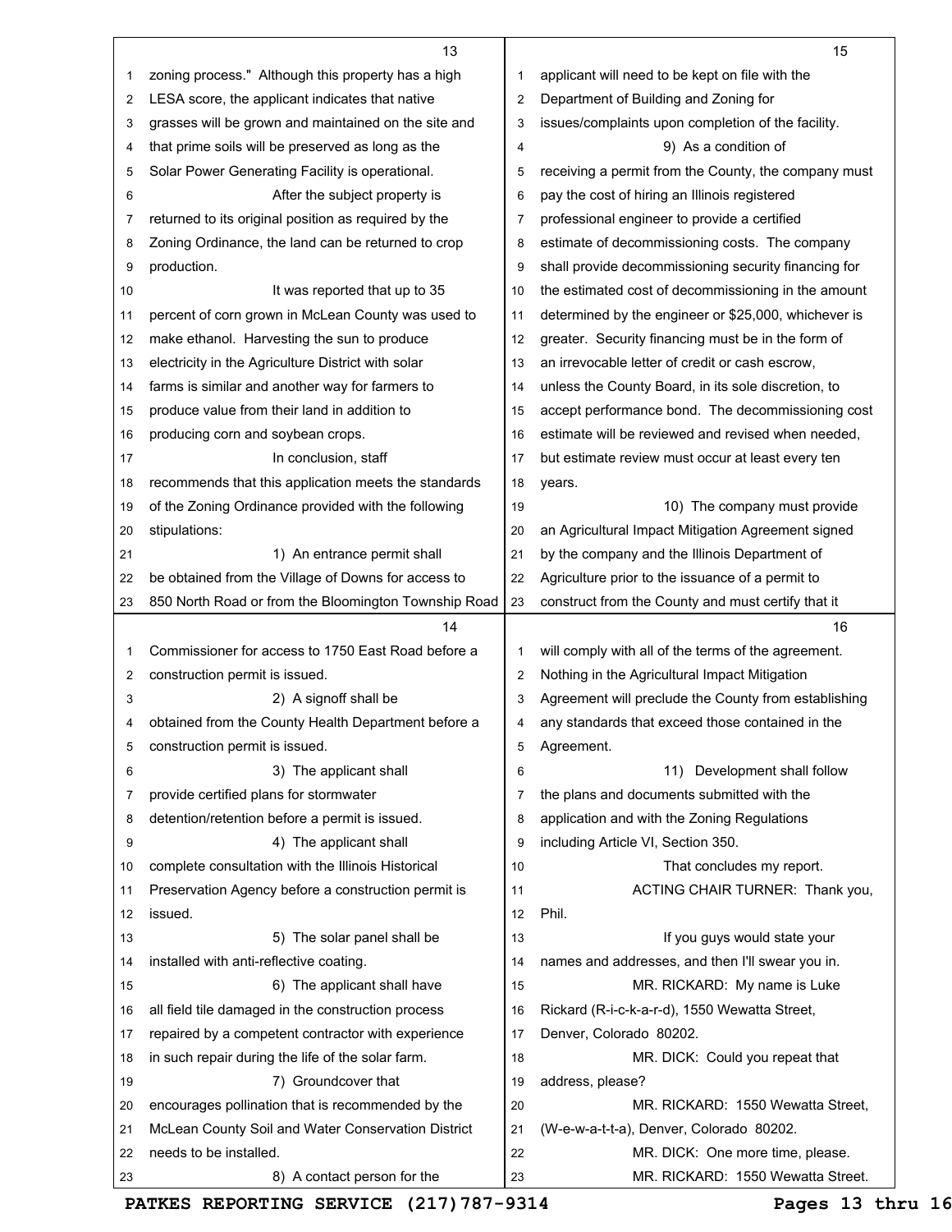zoning process." Although this property has a high LESA score, the applicant indicates that native grasses will be grown and maintained on the site and that prime soils will be preserved as long as the Solar Power Generating Facility is operational.

After the subject property is returned to its original position as required by the Zoning Ordinance, the land can be returned to crop production.

It was reported that up to 35 percent of corn grown in McLean County was used to make ethanol. Harvesting the sun to produce electricity in the Agriculture District with solar farms is similar and another way for farmers to produce value from their land in addition to producing corn and soybean crops.

In conclusion, staff recommends that this application meets the standards of the Zoning Ordinance provided with the following stipulations:

1) An entrance permit shall be obtained from the Village of Downs for access to 850 North Road or from the Bloomington Township Road Commissioner for access to 1750 East Road before a construction permit is issued.

2) A signoff shall be obtained from the County Health Department before a construction permit is issued.

3) The applicant shall provide certified plans for stormwater detention/retention before a permit is issued.

4) The applicant shall complete consultation with the Illinois Historical Preservation Agency before a construction permit is issued.

5) The solar panel shall be installed with anti-reflective coating.

6) The applicant shall have all field tile damaged in the construction process repaired by a competent contractor with experience in such repair during the life of the solar farm.

7) Groundcover that encourages pollination that is recommended by the McLean County Soil and Water Conservation District needs to be installed.

8) A contact person for the applicant will need to be kept on file with the Department of Building and Zoning for issues/complaints upon completion of the facility.

9) As a condition of receiving a permit from the County, the company must pay the cost of hiring an Illinois registered professional engineer to provide a certified estimate of decommissioning costs. The company shall provide decommissioning security financing for the estimated cost of decommissioning in the amount determined by the engineer or $25,000, whichever is greater. Security financing must be in the form of an irrevocable letter of credit or cash escrow, unless the County Board, in its sole discretion, to accept performance bond. The decommissioning cost estimate will be reviewed and revised when needed, but estimate review must occur at least every ten years.

10) The company must provide an Agricultural Impact Mitigation Agreement signed by the company and the Illinois Department of Agriculture prior to the issuance of a permit to construct from the County and must certify that it will comply with all of the terms of the agreement. Nothing in the Agricultural Impact Mitigation Agreement will preclude the County from establishing any standards that exceed those contained in the Agreement.

11) Development shall follow the plans and documents submitted with the application and with the Zoning Regulations including Article VI, Section 350.

That concludes my report.

ACTING CHAIR TURNER: Thank you, Phil.

If you guys would state your names and addresses, and then I'll swear you in.

MR. RICKARD: My name is Luke Rickard (R-i-c-k-a-r-d), 1550 Wewatta Street, Denver, Colorado 80202.

MR. DICK: Could you repeat that address, please?

MR. RICKARD: 1550 Wewatta Street, (W-e-w-a-t-t-a), Denver, Colorado 80202.

MR. DICK: One more time, please.

MR. RICKARD: 1550 Wewatta Street.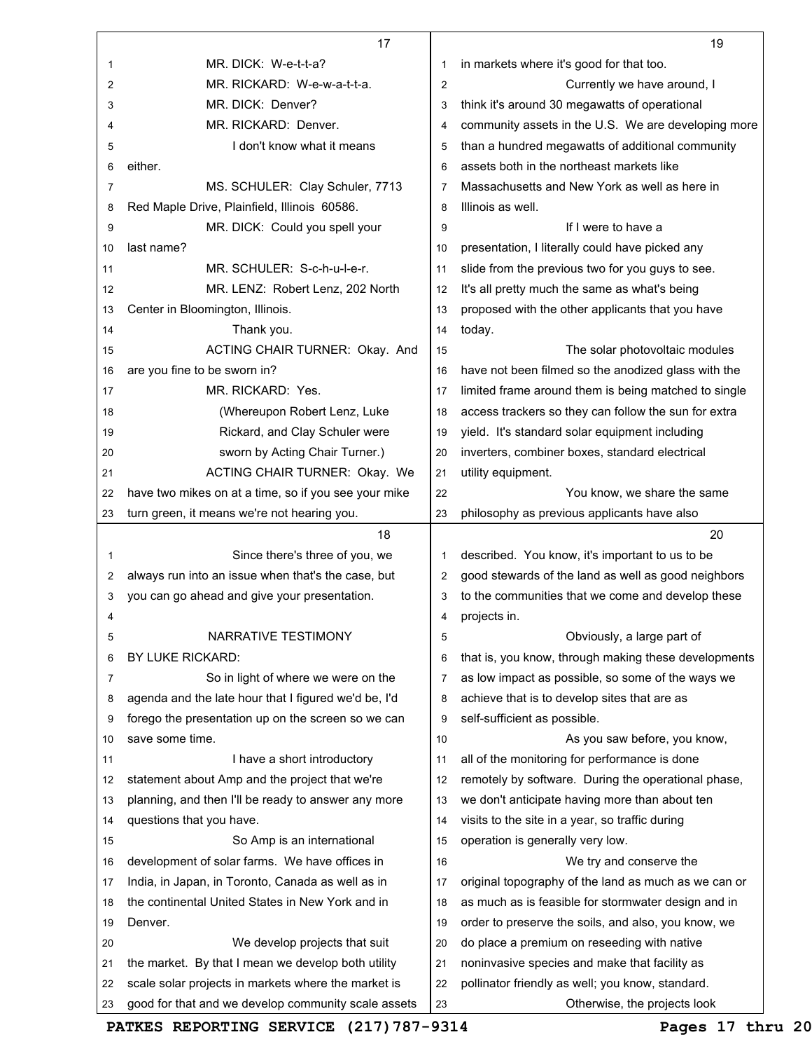MR. DICK: W-e-t-t-a?

MR. RICKARD: W-e-w-a-t-t-a.

MR. DICK: Denver?

MR. RICKARD: Denver.

I don't know what it means either.

MS. SCHULER: Clay Schuler, 7713 Red Maple Drive, Plainfield, Illinois 60586.

MR. DICK: Could you spell your last name?

MR. SCHULER: S-c-h-u-l-e-r.

MR. LENZ: Robert Lenz, 202 North Center in Bloomington, Illinois.

Thank you.

ACTING CHAIR TURNER: Okay. And are you fine to be sworn in?

MR. RICKARD: Yes.

(Whereupon Robert Lenz, Luke Rickard, and Clay Schuler were sworn by Acting Chair Turner.)

ACTING CHAIR TURNER: Okay. We have two mikes on at a time, so if you see your mike turn green, it means we're not hearing you.

Since there's three of you, we always run into an issue when that's the case, but you can go ahead and give your presentation.

NARRATIVE TESTIMONY

BY LUKE RICKARD:

So in light of where we were on the agenda and the late hour that I figured we'd be, I'd forego the presentation up on the screen so we can save some time.

I have a short introductory statement about Amp and the project that we're planning, and then I'll be ready to answer any more questions that you have.

So Amp is an international development of solar farms. We have offices in India, in Japan, in Toronto, Canada as well as in the continental United States in New York and in Denver.

We develop projects that suit the market. By that I mean we develop both utility scale solar projects in markets where the market is good for that and we develop community scale assets in markets where it's good for that too.

Currently we have around, I think it's around 30 megawatts of operational community assets in the U.S. We are developing more than a hundred megawatts of additional community assets both in the northeast markets like Massachusetts and New York as well as here in Illinois as well.

If I were to have a presentation, I literally could have picked any slide from the previous two for you guys to see. It's all pretty much the same as what's being proposed with the other applicants that you have today.

The solar photovoltaic modules have not been filmed so the anodized glass with the limited frame around them is being matched to single access trackers so they can follow the sun for extra yield. It's standard solar equipment including inverters, combiner boxes, standard electrical utility equipment.

You know, we share the same philosophy as previous applicants have also described. You know, it's important to us to be good stewards of the land as well as good neighbors to the communities that we come and develop these projects in.

Obviously, a large part of that is, you know, through making these developments as low impact as possible, so some of the ways we achieve that is to develop sites that are as self-sufficient as possible.

As you saw before, you know, all of the monitoring for performance is done remotely by software. During the operational phase, we don't anticipate having more than about ten visits to the site in a year, so traffic during operation is generally very low.

We try and conserve the original topography of the land as much as we can or as much as is feasible for stormwater design and in order to preserve the soils, and also, you know, we do place a premium on reseeding with native noninvasive species and make that facility as pollinator friendly as well; you know, standard.

Otherwise, the projects look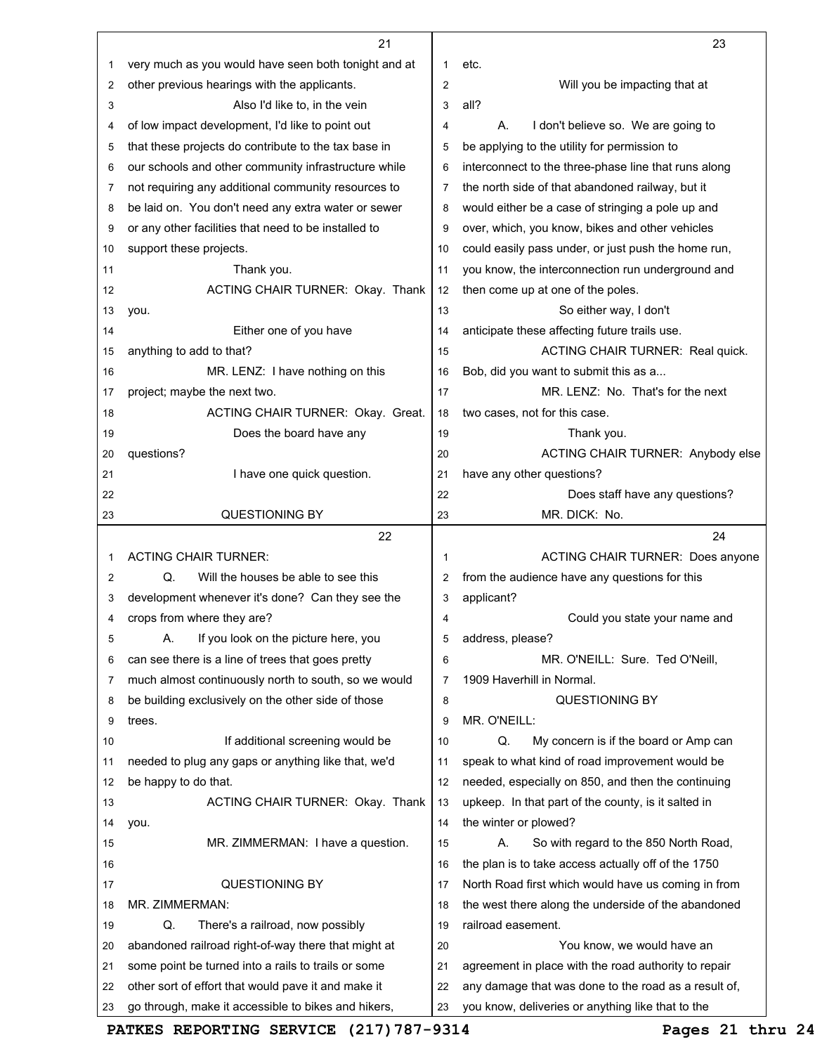very much as you would have seen both tonight and at other previous hearings with the applicants.

Also I'd like to, in the vein of low impact development, I'd like to point out that these projects do contribute to the tax base in our schools and other community infrastructure while not requiring any additional community resources to be laid on. You don't need any extra water or sewer or any other facilities that need to be installed to support these projects.

Thank you.

ACTING CHAIR TURNER: Okay. Thank you.

Either one of you have anything to add to that?

MR. LENZ: I have nothing on this project; maybe the next two.

ACTING CHAIR TURNER: Okay. Great.

Does the board have any questions?

I have one quick question.

QUESTIONING BY

ACTING CHAIR TURNER:

Q. Will the houses be able to see this development whenever it's done? Can they see the crops from where they are?

A. If you look on the picture here, you can see there is a line of trees that goes pretty much almost continuously north to south, so we would be building exclusively on the other side of those trees.

If additional screening would be needed to plug any gaps or anything like that, we'd be happy to do that.

ACTING CHAIR TURNER: Okay. Thank you.

MR. ZIMMERMAN: I have a question.

QUESTIONING BY

MR. ZIMMERMAN:

Q. There's a railroad, now possibly abandoned railroad right-of-way there that might at some point be turned into a rails to trails or some other sort of effort that would pave it and make it go through, make it accessible to bikes and hikers, etc.

Will you be impacting that at all?

A. I don't believe so. We are going to be applying to the utility for permission to interconnect to the three-phase line that runs along the north side of that abandoned railway, but it would either be a case of stringing a pole up and over, which, you know, bikes and other vehicles could easily pass under, or just push the home run, you know, the interconnection run underground and then come up at one of the poles.

So either way, I don't anticipate these affecting future trails use.

ACTING CHAIR TURNER: Real quick. Bob, did you want to submit this as a...

MR. LENZ: No. That's for the next two cases, not for this case.

Thank you.

ACTING CHAIR TURNER: Anybody else have any other questions?

Does staff have any questions?

MR. DICK: No.

ACTING CHAIR TURNER: Does anyone from the audience have any questions for this applicant?

Could you state your name and address, please?

MR. O'NEILL: Sure. Ted O'Neill, 1909 Haverhill in Normal.

QUESTIONING BY

MR. O'NEILL:

Q. My concern is if the board or Amp can speak to what kind of road improvement would be needed, especially on 850, and then the continuing upkeep. In that part of the county, is it salted in the winter or plowed?

A. So with regard to the 850 North Road, the plan is to take access actually off of the 1750 North Road first which would have us coming in from the west there along the underside of the abandoned railroad easement.

You know, we would have an agreement in place with the road authority to repair any damage that was done to the road as a result of, you know, deliveries or anything like that to the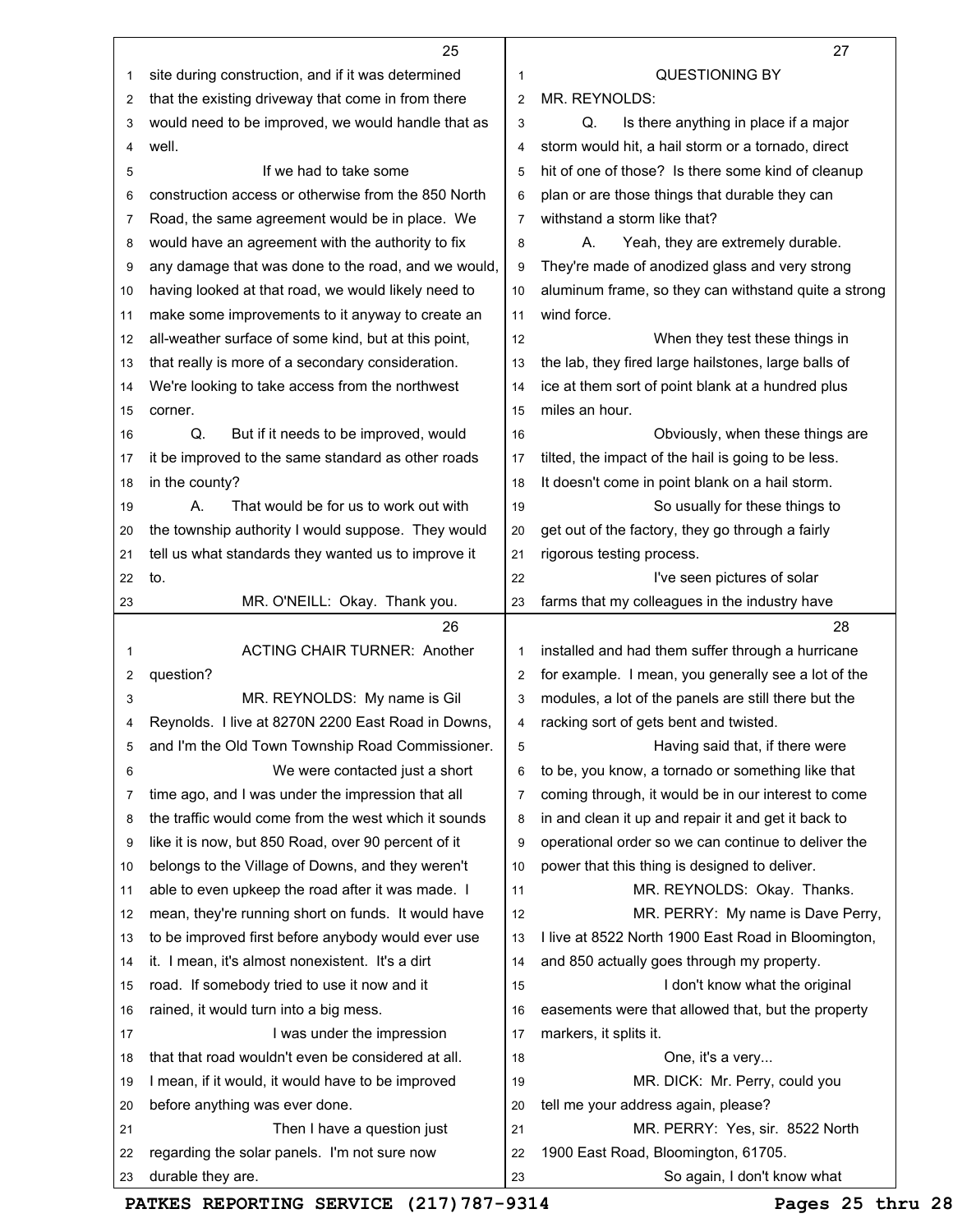site during construction, and if it was determined that the existing driveway that come in from there would need to be improved, we would handle that as well.

If we had to take some construction access or otherwise from the 850 North Road, the same agreement would be in place. We would have an agreement with the authority to fix any damage that was done to the road, and we would, having looked at that road, we would likely need to make some improvements to it anyway to create an all-weather surface of some kind, but at this point, that really is more of a secondary consideration. We're looking to take access from the northwest corner.

Q. But if it needs to be improved, would it be improved to the same standard as other roads in the county?

A. That would be for us to work out with the township authority I would suppose. They would tell us what standards they wanted us to improve it to.

MR. O'NEILL: Okay. Thank you.

ACTING CHAIR TURNER: Another question?

MR. REYNOLDS: My name is Gil Reynolds. I live at 8270N 2200 East Road in Downs, and I'm the Old Town Township Road Commissioner.

We were contacted just a short time ago, and I was under the impression that all the traffic would come from the west which it sounds like it is now, but 850 Road, over 90 percent of it belongs to the Village of Downs, and they weren't able to even upkeep the road after it was made. I mean, they're running short on funds. It would have to be improved first before anybody would ever use it. I mean, it's almost nonexistent. It's a dirt road. If somebody tried to use it now and it rained, it would turn into a big mess.

I was under the impression that that road wouldn't even be considered at all. I mean, if it would, it would have to be improved before anything was ever done.

Then I have a question just regarding the solar panels. I'm not sure now durable they are.

QUESTIONING BY MR. REYNOLDS:

Q. Is there anything in place if a major storm would hit, a hail storm or a tornado, direct hit of one of those? Is there some kind of cleanup plan or are those things that durable they can withstand a storm like that?

A. Yeah, they are extremely durable. They're made of anodized glass and very strong aluminum frame, so they can withstand quite a strong wind force.

When they test these things in the lab, they fired large hailstones, large balls of ice at them sort of point blank at a hundred plus miles an hour.

Obviously, when these things are tilted, the impact of the hail is going to be less. It doesn't come in point blank on a hail storm.

So usually for these things to get out of the factory, they go through a fairly rigorous testing process.

I've seen pictures of solar farms that my colleagues in the industry have installed and had them suffer through a hurricane for example. I mean, you generally see a lot of the modules, a lot of the panels are still there but the racking sort of gets bent and twisted.

Having said that, if there were to be, you know, a tornado or something like that coming through, it would be in our interest to come in and clean it up and repair it and get it back to operational order so we can continue to deliver the power that this thing is designed to deliver.

MR. REYNOLDS: Okay. Thanks.

MR. PERRY: My name is Dave Perry, I live at 8522 North 1900 East Road in Bloomington, and 850 actually goes through my property.

I don't know what the original easements were that allowed that, but the property markers, it splits it.

One, it's a very...

MR. DICK: Mr. Perry, could you tell me your address again, please?

MR. PERRY: Yes, sir. 8522 North 1900 East Road, Bloomington, 61705.

So again, I don't know what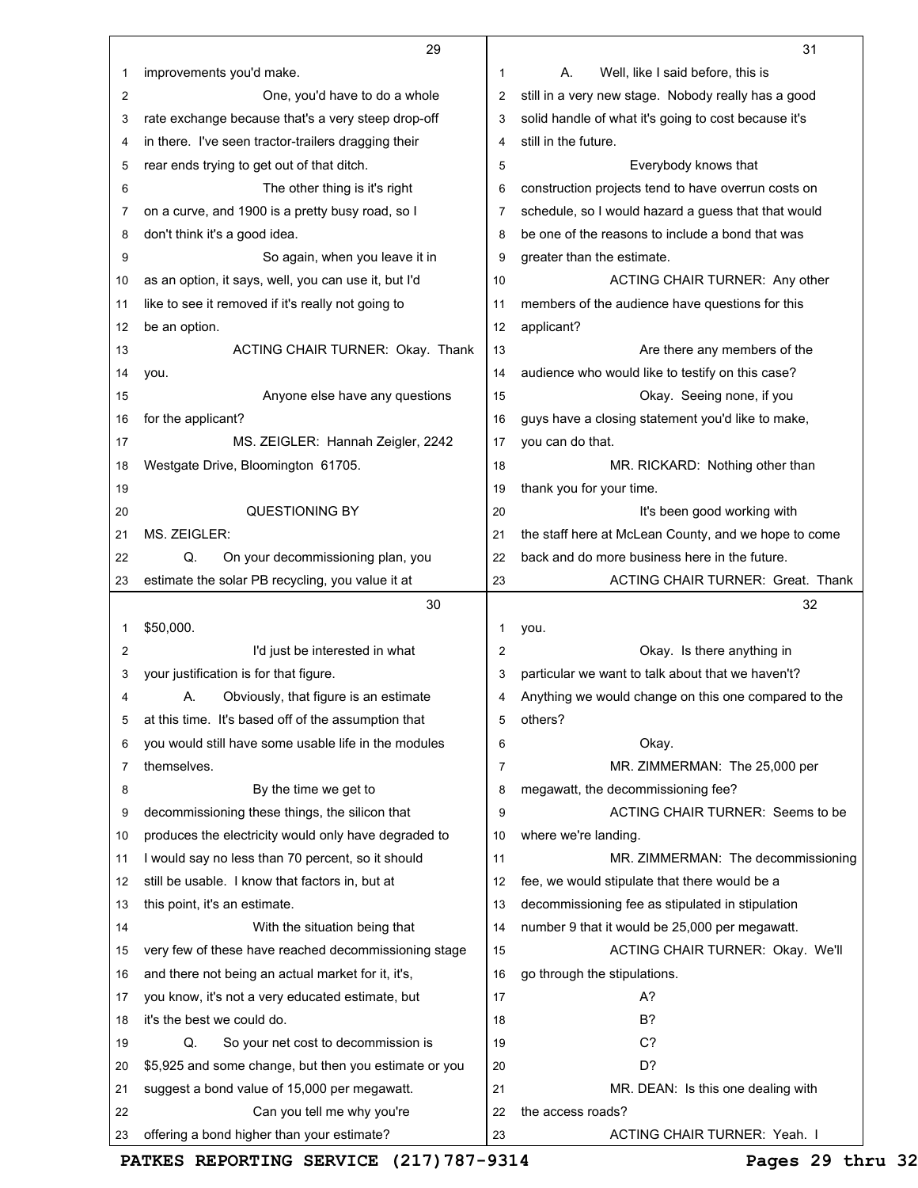improvements you'd make.

One, you'd have to do a whole rate exchange because that's a very steep drop-off in there. I've seen tractor-trailers dragging their rear ends trying to get out of that ditch.

The other thing is it's right on a curve, and 1900 is a pretty busy road, so I don't think it's a good idea.

So again, when you leave it in as an option, it says, well, you can use it, but I'd like to see it removed if it's really not going to be an option.

ACTING CHAIR TURNER: Okay. Thank you.

Anyone else have any questions for the applicant?

MS. ZEIGLER: Hannah Zeigler, 2242 Westgate Drive, Bloomington 61705.

QUESTIONING BY MS. ZEIGLER:

Q. On your decommissioning plan, you estimate the solar PB recycling, you value it at $50,000.

I'd just be interested in what your justification is for that figure.

A. Obviously, that figure is an estimate at this time. It's based off of the assumption that you would still have some usable life in the modules themselves.

By the time we get to decommissioning these things, the silicon that produces the electricity would only have degraded to I would say no less than 70 percent, so it should still be usable. I know that factors in, but at this point, it's an estimate.

With the situation being that very few of these have reached decommissioning stage and there not being an actual market for it, it's, you know, it's not a very educated estimate, but it's the best we could do.

Q. So your net cost to decommission is $5,925 and some change, but then you estimate or you suggest a bond value of 15,000 per megawatt.

Can you tell me why you're offering a bond higher than your estimate?

A. Well, like I said before, this is still in a very new stage. Nobody really has a good solid handle of what it's going to cost because it's still in the future.

Everybody knows that construction projects tend to have overrun costs on schedule, so I would hazard a guess that that would be one of the reasons to include a bond that was greater than the estimate.

ACTING CHAIR TURNER: Any other members of the audience have questions for this applicant?

Are there any members of the audience who would like to testify on this case?

Okay. Seeing none, if you guys have a closing statement you'd like to make, you can do that.

MR. RICKARD: Nothing other than thank you for your time.

It's been good working with the staff here at McLean County, and we hope to come back and do more business here in the future.

ACTING CHAIR TURNER: Great. Thank you.

Okay. Is there anything in particular we want to talk about that we haven't? Anything we would change on this one compared to the others?

Okay.

MR. ZIMMERMAN: The 25,000 per megawatt, the decommissioning fee?

ACTING CHAIR TURNER: Seems to be where we're landing.

MR. ZIMMERMAN: The decommissioning fee, we would stipulate that there would be a decommissioning fee as stipulated in stipulation number 9 that it would be 25,000 per megawatt.

ACTING CHAIR TURNER: Okay. We'll go through the stipulations.

A?

B?

C?

D?

MR. DEAN: Is this one dealing with the access roads?

ACTING CHAIR TURNER: Yeah. I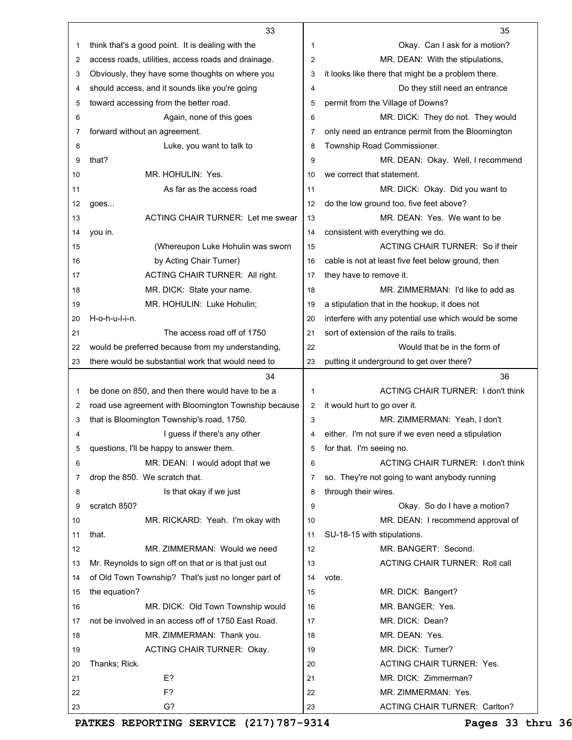think that's a good point. It is dealing with the access roads, utilities, access roads and drainage. Obviously, they have some thoughts on where you should access, and it sounds like you're going toward accessing from the better road.

Again, none of this goes forward without an agreement.

Luke, you want to talk to that?

MR. HOHULIN: Yes.

As far as the access road goes...

ACTING CHAIR TURNER: Let me swear you in.

(Whereupon Luke Hohulin was sworn by Acting Chair Turner)

ACTING CHAIR TURNER: All right.

MR. DICK: State your name.

MR. HOHULIN: Luke Hohulin; H-o-h-u-l-i-n.

The access road off of 1750 would be preferred because from my understanding, there would be substantial work that would need to be done on 850, and then there would have to be a road use agreement with Bloomington Township because that is Bloomington Township's road, 1750.

I guess if there's any other questions, I'll be happy to answer them.

MR. DEAN: I would adopt that we drop the 850. We scratch that.

Is that okay if we just scratch 850?

MR. RICKARD: Yeah. I'm okay with that.

MR. ZIMMERMAN: Would we need Mr. Reynolds to sign off on that or is that just out of Old Town Township? That's just no longer part of the equation?

MR. DICK: Old Town Township would not be involved in an access off of 1750 East Road.

MR. ZIMMERMAN: Thank you.

ACTING CHAIR TURNER: Okay. Thanks; Rick.

E?

F?

G?

Okay. Can I ask for a motion?

MR. DEAN: With the stipulations, it looks like there that might be a problem there.

Do they still need an entrance permit from the Village of Downs?

MR. DICK: They do not. They would only need an entrance permit from the Bloomington Township Road Commissioner.

MR. DEAN: Okay. Well, I recommend we correct that statement.

MR. DICK: Okay. Did you want to do the low ground too, five feet above?

MR. DEAN: Yes. We want to be consistent with everything we do.

ACTING CHAIR TURNER: So if their cable is not at least five feet below ground, then they have to remove it.

MR. ZIMMERMAN: I'd like to add as a stipulation that in the hookup, it does not interfere with any potential use which would be some sort of extension of the rails to trails.

Would that be in the form of putting it underground to get over there?

ACTING CHAIR TURNER: I don't think it would hurt to go over it.

MR. ZIMMERMAN: Yeah, I don't either. I'm not sure if we even need a stipulation for that. I'm seeing no.

ACTING CHAIR TURNER: I don't think so. They're not going to want anybody running through their wires.

Okay. So do I have a motion?

MR. DEAN: I recommend approval of SU-18-15 with stipulations.

MR. BANGERT: Second.

ACTING CHAIR TURNER: Roll call vote.

MR. DICK: Bangert?

MR. BANGER: Yes.

MR. DICK: Dean?

MR. DEAN: Yes.

MR. DICK: Turner?

ACTING CHAIR TURNER: Yes.

MR. DICK: Zimmerman?

MR. ZIMMERMAN: Yes.

ACTING CHAIR TURNER: Carlton?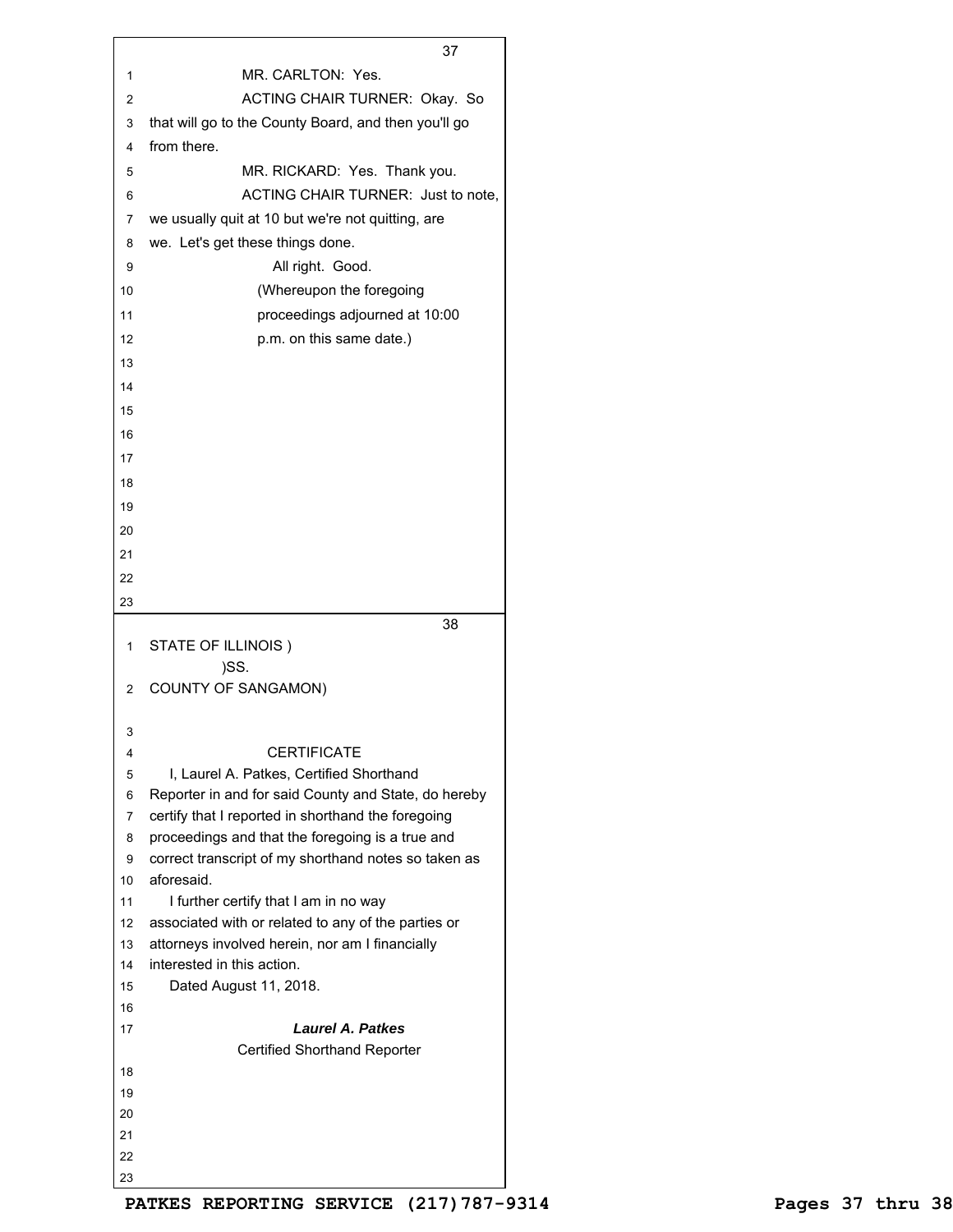MR. CARLTON: Yes.

ACTING CHAIR TURNER: Okay. So that will go to the County Board, and then you'll go from there.

MR. RICKARD: Yes. Thank you.

ACTING CHAIR TURNER: Just to note, we usually quit at 10 but we're not quitting, are we. Let's get these things done.

All right. Good.

(Whereupon the foregoing proceedings adjourned at 10:00 p.m. on this same date.)

STATE OF ILLINOIS )
)SS.
COUNTY OF SANGAMON)

CERTIFICATE

I, Laurel A. Patkes, Certified Shorthand Reporter in and for said County and State, do hereby certify that I reported in shorthand the foregoing proceedings and that the foregoing is a true and correct transcript of my shorthand notes so taken as aforesaid.

I further certify that I am in no way associated with or related to any of the parties or attorneys involved herein, nor am I financially interested in this action.

Dated August 11, 2018.

***Laurel A. Patkes***
Certified Shorthand Reporter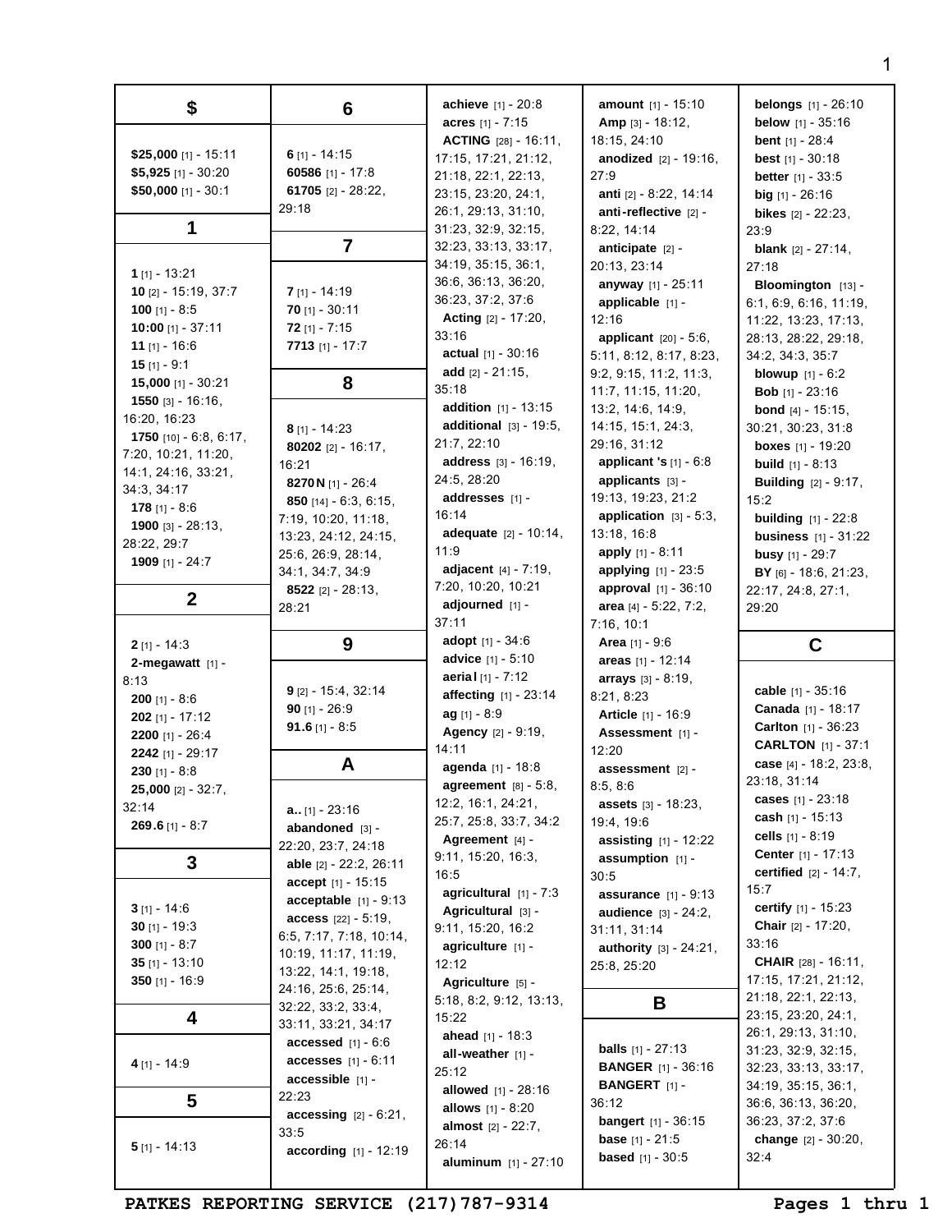## $

**$25,000** [1] - 15:11
**$5,925** [1] - 30:20
**$50,000** [1] - 30:1

## 1

**1** [1] - 13:21
**10** [2] - 15:19, 37:7
**100** [1] - 8:5
**10:00** [1] - 37:11
**11** [1] - 16:6
**15** [1] - 9:1
**15,000** [1] - 30:21
**1550** [3] - 16:16, 16:20, 16:23
**1750** [10] - 6:8, 6:17, 7:20, 10:21, 11:20, 14:1, 24:16, 33:21, 34:3, 34:17
**178** [1] - 8:6
**1900** [3] - 28:13, 28:22, 29:7
**1909** [1] - 24:7

## 2

**2** [1] - 14:3
**2-megawatt** [1] - 8:13
**200** [1] - 8:6
**202** [1] - 17:12
**2200** [1] - 26:4
**2242** [1] - 29:17
**230** [1] - 8:8
**25,000** [2] - 32:7, 32:14
**269.6** [1] - 8:7

## 3

**3** [1] - 14:6
**30** [1] - 19:3
**300** [1] - 8:7
**35** [1] - 13:10
**350** [1] - 16:9

## 4

**4** [1] - 14:9

## 5

**5** [1] - 14:13

## 6

**6** [1] - 14:15
**60586** [1] - 17:8
**61705** [2] - 28:22, 29:18

## 7

**7** [1] - 14:19
**70** [1] - 30:11
**72** [1] - 7:15
**7713** [1] - 17:7

## 8

**8** [1] - 14:23
**80202** [2] - 16:17, 16:21
**8270N** [1] - 26:4
**850** [14] - 6:3, 6:15, 7:19, 10:20, 11:18, 13:23, 24:12, 24:15, 25:6, 26:9, 28:14, 34:1, 34:7, 34:9
**8522** [2] - 28:13, 28:21

## 9

**9** [2] - 15:4, 32:14
**90** [1] - 26:9
**91.6** [1] - 8:5

## A

**a..** [1] - 23:16
**abandoned** [3] - 22:20, 23:7, 24:18
**able** [2] - 22:2, 26:11
**accept** [1] - 15:15
**acceptable** [1] - 9:13
**access** [22] - 5:19, 6:5, 7:17, 7:18, 10:14, 10:19, 11:17, 11:19, 13:22, 14:1, 19:18, 24:16, 25:6, 25:14, 32:22, 33:2, 33:4, 33:11, 33:21, 34:17
**accessed** [1] - 6:6
**accesses** [1] - 6:11
**accessible** [1] - 22:23
**accessing** [2] - 6:21, 33:5
**according** [1] - 12:19
**achieve** [1] - 20:8
**acres** [1] - 7:15
**ACTING** [28] - 16:11, 17:15, 17:21, 21:12, 21:18, 22:1, 22:13, 23:15, 23:20, 24:1, 26:1, 29:13, 31:10, 31:23, 32:9, 32:15, 32:23, 33:13, 33:17, 34:19, 35:15, 36:1, 36:6, 36:13, 36:20, 36:23, 37:2, 37:6
**Acting** [2] - 17:20, 33:16
**actual** [1] - 30:16
**add** [2] - 21:15, 35:18
**addition** [1] - 13:15
**additional** [3] - 19:5, 21:7, 22:10
**address** [3] - 16:19, 24:5, 28:20
**addresses** [1] - 16:14
**adequate** [2] - 10:14, 11:9
**adjacent** [4] - 7:19, 7:20, 10:20, 10:21
**adjourned** [1] - 37:11
**adopt** [1] - 34:6
**advice** [1] - 5:10
**aerial** [1] - 7:12
**affecting** [1] - 23:14
**ag** [1] - 8:9
**Agency** [2] - 9:19, 14:11
**agenda** [1] - 18:8
**agreement** [8] - 5:8, 12:2, 16:1, 24:21, 25:7, 25:8, 33:7, 34:2
**Agreement** [4] - 9:11, 15:20, 16:3, 16:5
**agricultural** [1] - 7:3
**Agricultural** [3] - 9:11, 15:20, 16:2
**agriculture** [1] - 12:12
**Agriculture** [5] - 5:18, 8:2, 9:12, 13:13, 15:22
**ahead** [1] - 18:3
**all-weather** [1] - 25:12
**allowed** [1] - 28:16
**allows** [1] - 8:20
**almost** [2] - 22:7, 26:14
**aluminum** [1] - 27:10
**amount** [1] - 15:10
**Amp** [3] - 18:12, 18:15, 24:10
**anodized** [2] - 19:16, 27:9
**anti** [2] - 8:22, 14:14
**anti-reflective** [2] - 8:22, 14:14
**anticipate** [2] - 20:13, 23:14
**anyway** [1] - 25:11
**applicable** [1] - 12:16
**applicant** [20] - 5:6, 5:11, 8:12, 8:17, 8:23, 9:2, 9:15, 11:2, 11:3, 11:7, 11:15, 11:20, 13:2, 14:6, 14:9, 14:15, 15:1, 24:3, 29:16, 31:12
**applicant 's** [1] - 6:8
**applicants** [3] - 19:13, 19:23, 21:2
**application** [3] - 5:3, 13:18, 16:8
**apply** [1] - 8:11
**applying** [1] - 23:5
**approval** [1] - 36:10
**area** [4] - 5:22, 7:2, 7:16, 10:1
**Area** [1] - 9:6
**areas** [1] - 12:14
**arrays** [3] - 8:19, 8:21, 8:23
**Article** [1] - 16:9
**Assessment** [1] - 12:20
**assessment** [2] - 8:5, 8:6
**assets** [3] - 18:23, 19:4, 19:6
**assisting** [1] - 12:22
**assumption** [1] - 30:5
**assurance** [1] - 9:13
**audience** [3] - 24:2, 31:11, 31:14
**authority** [3] - 24:21, 25:8, 25:20

## B

**balls** [1] - 27:13
**BANGER** [1] - 36:16
**BANGERT** [1] - 36:12
**bangert** [1] - 36:15
**base** [1] - 21:5
**based** [1] - 30:5
**belongs** [1] - 26:10
**below** [1] - 35:16
**bent** [1] - 28:4
**best** [1] - 30:18
**better** [1] - 33:5
**big** [1] - 26:16
**bikes** [2] - 22:23, 23:9
**blank** [2] - 27:14, 27:18
**Bloomington** [13] - 6:1, 6:9, 6:16, 11:19, 11:22, 13:23, 17:13, 28:13, 28:22, 29:18, 34:2, 34:3, 35:7
**blowup** [1] - 6:2
**Bob** [1] - 23:16
**bond** [4] - 15:15, 30:21, 30:23, 31:8
**boxes** [1] - 19:20
**build** [1] - 8:13
**Building** [2] - 9:17, 15:2
**building** [1] - 22:8
**business** [1] - 31:22
**busy** [1] - 29:7
**BY** [6] - 18:6, 21:23, 22:17, 24:8, 27:1, 29:20

## C

**cable** [1] - 35:16
**Canada** [1] - 18:17
**Carlton** [1] - 36:23
**CARLTON** [1] - 37:1
**case** [4] - 18:2, 23:8, 23:18, 31:14
**cases** [1] - 23:18
**cash** [1] - 15:13
**cells** [1] - 8:19
**Center** [1] - 17:13
**certified** [2] - 14:7, 15:7
**certify** [1] - 15:23
**Chair** [2] - 17:20, 33:16
**CHAIR** [28] - 16:11, 17:15, 17:21, 21:12, 21:18, 22:1, 22:13, 23:15, 23:20, 24:1, 26:1, 29:13, 31:10, 31:23, 32:9, 32:15, 32:23, 33:13, 33:17, 34:19, 35:15, 36:1, 36:6, 36:13, 36:20, 36:23, 37:2, 37:6
**change** [2] - 30:20, 32:4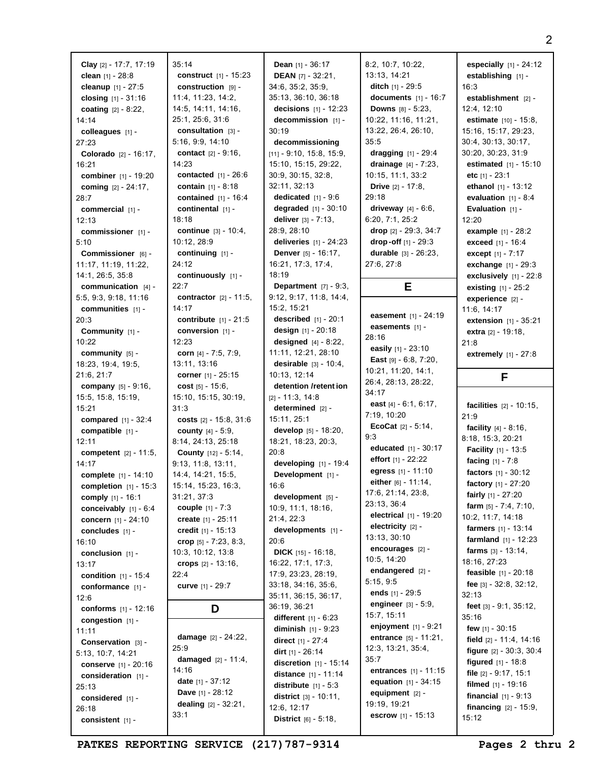**Clay** [2] - 17:7, 17:19
**clean** [1] - 28:8
**cleanup** [1] - 27:5
**closing** [1] - 31:16
**coating** [2] - 8:22, 14:14
**colleagues** [1] - 27:23
**Colorado** [2] - 16:17, 16:21
**combiner** [1] - 19:20
**coming** [2] - 24:17, 28:7
**commercial** [1] - 12:13
**commissioner** [1] - 5:10
**Commissioner** [6] - 11:17, 11:19, 11:22, 14:1, 26:5, 35:8
**communication** [4] - 5:5, 9:3, 9:18, 11:16
**communities** [1] - 20:3
**Community** [1] - 10:22
**community** [5] - 18:23, 19:4, 19:5, 21:6, 21:7
**company** [5] - 9:16, 15:5, 15:8, 15:19, 15:21
**compared** [1] - 32:4
**compatible** [1] - 12:11
**competent** [2] - 11:5, 14:17
**complete** [1] - 14:10
**completion** [1] - 15:3
**comply** [1] - 16:1
**conceivably** [1] - 6:4
**concern** [1] - 24:10
**concludes** [1] - 16:10
**conclusion** [1] - 13:17
**condition** [1] - 15:4
**conformance** [1] - 12:6
**conforms** [1] - 12:16
**congestion** [1] - 11:11
**Conservation** [3] - 5:13, 10:7, 14:21
**conserve** [1] - 20:16
**consideration** [1] - 25:13
**considered** [1] - 26:18
**consistent** [1] - 35:14
**construct** [1] - 15:23
**construction** [9] - 11:4, 11:23, 14:2, 14:5, 14:11, 14:16, 25:1, 25:6, 31:6
**consultation** [3] - 5:16, 9:9, 14:10
**contact** [2] - 9:16, 14:23
**contacted** [1] - 26:6
**contain** [1] - 8:18
**contained** [1] - 16:4
**continental** [1] - 18:18
**continue** [3] - 10:4, 10:12, 28:9
**continuing** [1] - 24:12
**continuously** [1] - 22:7
**contractor** [2] - 11:5, 14:17
**contribute** [1] - 21:5
**conversion** [1] - 12:23
**corn** [4] - 7:5, 7:9, 13:11, 13:16
**corner** [1] - 25:15
**cost** [5] - 15:6, 15:10, 15:15, 30:19, 31:3
**costs** [2] - 15:8, 31:6
**county** [4] - 5:9, 8:14, 24:13, 25:18
**County** [12] - 5:14, 9:13, 11:8, 13:11, 14:4, 14:21, 15:5, 15:14, 15:23, 16:3, 31:21, 37:3
**couple** [1] - 7:3
**create** [1] - 25:11
**credit** [1] - 15:13
**crop** [5] - 7:23, 8:3, 10:3, 10:12, 13:8
**crops** [2] - 13:16, 22:4
**curve** [1] - 29:7

## D

**damage** [2] - 24:22, 25:9
**damaged** [2] - 11:4, 14:16
**date** [1] - 37:12
**Dave** [1] - 28:12
**dealing** [2] - 32:21, 33:1
**Dean** [1] - 36:17
**DEAN** [7] - 32:21, 34:6, 35:2, 35:9, 35:13, 36:10, 36:18
**decisions** [1] - 12:23
**decommission** [1] - 30:19
**decommissioning** [11] - 9:10, 15:8, 15:9, 15:10, 15:15, 29:22, 30:9, 30:15, 32:8, 32:11, 32:13
**dedicated** [1] - 9:6
**degraded** [1] - 30:10
**deliver** [3] - 7:13, 28:9, 28:10
**deliveries** [1] - 24:23
**Denver** [5] - 16:17, 16:21, 17:3, 17:4, 18:19
**Department** [7] - 9:3, 9:12, 9:17, 11:8, 14:4, 15:2, 15:21
**described** [1] - 20:1
**design** [1] - 20:18
**designed** [4] - 8:22, 11:11, 12:21, 28:10
**desirable** [3] - 10:4, 10:13, 12:14
**detention/retention** [2] - 11:3, 14:8
**determined** [2] - 15:11, 25:1
**develop** [5] - 18:20, 18:21, 18:23, 20:3, 20:8
**developing** [1] - 19:4
**Development** [1] - 16:6
**development** [5] - 10:9, 11:1, 18:16, 21:4, 22:3
**developments** [1] - 20:6
**DICK** [15] - 16:18, 16:22, 17:1, 17:3, 17:9, 23:23, 28:19, 33:18, 34:16, 35:6, 35:11, 36:15, 36:17, 36:19, 36:21
**different** [1] - 6:23
**diminish** [1] - 9:23
**direct** [1] - 27:4
**dirt** [1] - 26:14
**discretion** [1] - 15:14
**distance** [1] - 11:14
**distribute** [1] - 5:3
**district** [3] - 10:11, 12:6, 12:17
**District** [6] - 5:18, 8:2, 10:7, 10:22, 13:13, 14:21
**ditch** [1] - 29:5
**documents** [1] - 16:7
**Downs** [8] - 5:23, 10:22, 11:16, 11:21, 13:22, 26:4, 26:10, 35:5
**dragging** [1] - 29:4
**drainage** [4] - 7:23, 10:15, 11:1, 33:2
**Drive** [2] - 17:8, 29:18
**driveway** [4] - 6:6, 6:20, 7:1, 25:2
**drop** [2] - 29:3, 34:7
**drop-off** [1] - 29:3
**durable** [3] - 26:23, 27:6, 27:8

## E

**easement** [1] - 24:19
**easements** [1] - 28:16
**easily** [1] - 23:10
**East** [9] - 6:8, 7:20, 10:21, 11:20, 14:1, 26:4, 28:13, 28:22, 34:17
**east** [4] - 6:1, 6:17, 7:19, 10:20
**EcoCat** [2] - 5:14, 9:3
**educated** [1] - 30:17
**effort** [1] - 22:22
**egress** [1] - 11:10
**either** [6] - 11:14, 17:6, 21:14, 23:8, 23:13, 36:4
**electrical** [1] - 19:20
**electricity** [2] - 13:13, 30:10
**encourages** [2] - 10:5, 14:20
**endangered** [2] - 5:15, 9:5
**ends** [1] - 29:5
**engineer** [3] - 5:9, 15:7, 15:11
**enjoyment** [1] - 9:21
**entrance** [5] - 11:21, 12:3, 13:21, 35:4, 35:7
**entrances** [1] - 11:15
**equation** [1] - 34:15
**equipment** [2] - 19:19, 19:21
**escrow** [1] - 15:13
**especially** [1] - 24:12
**establishing** [1] - 16:3
**establishment** [2] - 12:4, 12:10
**estimate** [10] - 15:8, 15:16, 15:17, 29:23, 30:4, 30:13, 30:17, 30:20, 30:23, 31:9
**estimated** [1] - 15:10
**etc** [1] - 23:1
**ethanol** [1] - 13:12
**evaluation** [1] - 8:4
**Evaluation** [1] - 12:20
**example** [1] - 28:2
**exceed** [1] - 16:4
**except** [1] - 7:17
**exchange** [1] - 29:3
**exclusively** [1] - 22:8
**existing** [1] - 25:2
**experience** [2] - 11:6, 14:17
**extension** [1] - 35:21
**extra** [2] - 19:18, 21:8
**extremely** [1] - 27:8

## F

**facilities** [2] - 10:15, 21:9
**facility** [4] - 8:16, 8:18, 15:3, 20:21
**Facility** [1] - 13:5
**facing** [1] - 7:8
**factors** [1] - 30:12
**factory** [1] - 27:20
**fairly** [1] - 27:20
**farm** [5] - 7:4, 7:10, 10:2, 11:7, 14:18
**farmers** [1] - 13:14
**farmland** [1] - 12:23
**farms** [3] - 13:14, 18:16, 27:23
**feasible** [1] - 20:18
**fee** [3] - 32:8, 32:12, 32:13
**feet** [3] - 9:1, 35:12, 35:16
**few** [1] - 30:15
**field** [2] - 11:4, 14:16
**figure** [2] - 30:3, 30:4
**figured** [1] - 18:8
**file** [2] - 9:17, 15:1
**filmed** [1] - 19:16
**financial** [1] - 9:13
**financing** [2] - 15:9, 15:12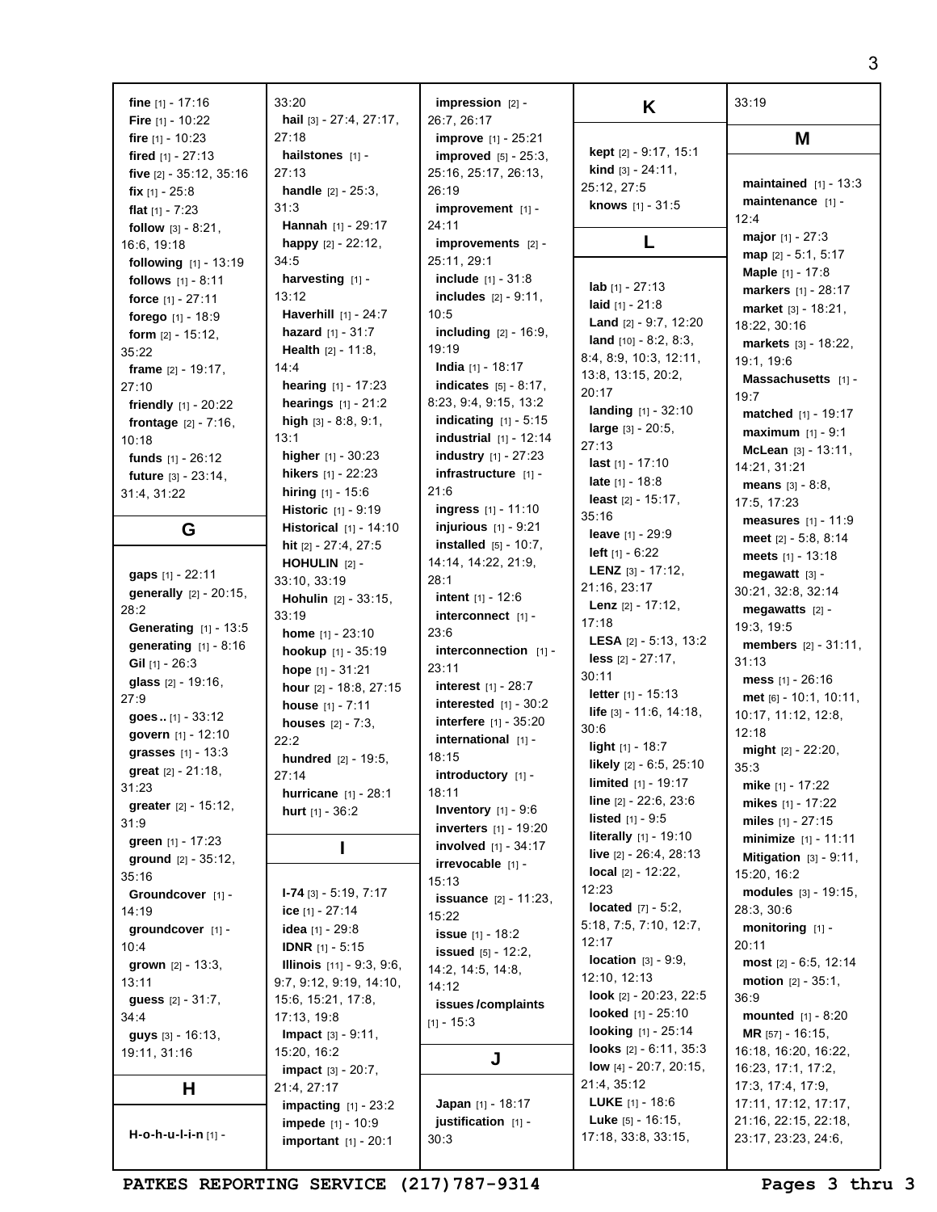**fine** [1] - 17:16
**Fire** [1] - 10:22
**fire** [1] - 10:23
**fired** [1] - 27:13
**five** [2] - 35:12, 35:16
**fix** [1] - 25:8
**flat** [1] - 7:23
**follow** [3] - 8:21, 16:6, 19:18
**following** [1] - 13:19
**follows** [1] - 8:11
**force** [1] - 27:11
**forego** [1] - 18:9
**form** [2] - 15:12, 35:22
**frame** [2] - 19:17, 27:10
**friendly** [1] - 20:22
**frontage** [2] - 7:16, 10:18
**funds** [1] - 26:12
**future** [3] - 23:14, 31:4, 31:22

## G

**gaps** [1] - 22:11
**generally** [2] - 20:15, 28:2
**Generating** [1] - 13:5
**generating** [1] - 8:16
**Gil** [1] - 26:3
**glass** [2] - 19:16, 27:9
**goes..** [1] - 33:12
**govern** [1] - 12:10
**grasses** [1] - 13:3
**great** [2] - 21:18, 31:23
**greater** [2] - 15:12, 31:9
**green** [1] - 17:23
**ground** [2] - 35:12, 35:16
**Groundcover** [1] - 14:19
**groundcover** [1] - 10:4
**grown** [2] - 13:3, 13:11
**guess** [2] - 31:7, 34:4
**guys** [3] - 16:13, 19:11, 31:16

## H

**H-o-h-u-l-i-n** [1] - 33:20
**hail** [3] - 27:4, 27:17, 27:18
**hailstones** [1] - 27:13
**handle** [2] - 25:3, 31:3
**Hannah** [1] - 29:17
**happy** [2] - 22:12, 34:5
**harvesting** [1] - 13:12
**Haverhill** [1] - 24:7
**hazard** [1] - 31:7
**Health** [2] - 11:8, 14:4
**hearing** [1] - 17:23
**hearings** [1] - 21:2
**high** [3] - 8:8, 9:1, 13:1
**higher** [1] - 30:23
**hikers** [1] - 22:23
**hiring** [1] - 15:6
**Historic** [1] - 9:19
**Historical** [1] - 14:10
**hit** [2] - 27:4, 27:5
**HOHULIN** [2] - 33:10, 33:19
**Hohulin** [2] - 33:15, 33:19
**home** [1] - 23:10
**hookup** [1] - 35:19
**hope** [1] - 31:21
**hour** [2] - 18:8, 27:15
**house** [1] - 7:11
**houses** [2] - 7:3, 22:2
**hundred** [2] - 19:5, 27:14
**hurricane** [1] - 28:1
**hurt** [1] - 36:2

## I

**I-74** [3] - 5:19, 7:17
**ice** [1] - 27:14
**idea** [1] - 29:8
**IDNR** [1] - 5:15
**Illinois** [11] - 9:3, 9:6, 9:7, 9:12, 9:19, 14:10, 15:6, 15:21, 17:8, 17:13, 19:8
**Impact** [3] - 9:11, 15:20, 16:2
**impact** [3] - 20:7, 21:4, 27:17
**impacting** [1] - 23:2
**impede** [1] - 10:9
**important** [1] - 20:1
**impression** [2] - 26:7, 26:17
**improve** [1] - 25:21
**improved** [5] - 25:3, 25:16, 25:17, 26:13, 26:19
**improvement** [1] - 24:11
**improvements** [2] - 25:11, 29:1
**include** [1] - 31:8
**includes** [2] - 9:11, 10:5
**including** [2] - 16:9, 19:19
**India** [1] - 18:17
**indicates** [5] - 8:17, 8:23, 9:4, 9:15, 13:2
**indicating** [1] - 5:15
**industrial** [1] - 12:14
**industry** [1] - 27:23
**infrastructure** [1] - 21:6
**ingress** [1] - 11:10
**injurious** [1] - 9:21
**installed** [5] - 10:7, 14:14, 14:22, 21:9, 28:1
**intent** [1] - 12:6
**interconnect** [1] - 23:6
**interconnection** [1] - 23:11
**interest** [1] - 28:7
**interested** [1] - 30:2
**interfere** [1] - 35:20
**international** [1] - 18:15
**introductory** [1] - 18:11
**Inventory** [1] - 9:6
**inverters** [1] - 19:20
**involved** [1] - 34:17
**irrevocable** [1] - 15:13
**issuance** [2] - 11:23, 15:22
**issue** [1] - 18:2
**issued** [5] - 12:2, 14:2, 14:5, 14:8, 14:12
**issues/complaints** [1] - 15:3

## J

**Japan** [1] - 18:17
**justification** [1] - 30:3

## K

**kept** [2] - 9:17, 15:1
**kind** [3] - 24:11, 25:12, 27:5
**knows** [1] - 31:5

## L

**lab** [1] - 27:13
**laid** [1] - 21:8
**Land** [2] - 9:7, 12:20
**land** [10] - 8:2, 8:3, 8:4, 8:9, 10:3, 12:11, 13:8, 13:15, 20:2, 20:17
**landing** [1] - 32:10
**large** [3] - 20:5, 27:13
**last** [1] - 17:10
**late** [1] - 18:8
**least** [2] - 15:17, 35:16
**leave** [1] - 29:9
**left** [1] - 6:22
**LENZ** [3] - 17:12, 21:16, 23:17
**Lenz** [2] - 17:12, 17:18
**LESA** [2] - 5:13, 13:2
**less** [2] - 27:17, 30:11
**letter** [1] - 15:13
**life** [3] - 11:6, 14:18, 30:6
**light** [1] - 18:7
**likely** [2] - 6:5, 25:10
**limited** [1] - 19:17
**line** [2] - 22:6, 23:6
**listed** [1] - 9:5
**literally** [1] - 19:10
**live** [2] - 26:4, 28:13
**local** [2] - 12:22, 12:23
**located** [7] - 5:2, 5:18, 7:5, 7:10, 12:7, 12:17
**location** [3] - 9:9, 12:10, 12:13
**look** [2] - 20:23, 22:5
**looked** [1] - 25:10
**looking** [1] - 25:14
**looks** [2] - 6:11, 35:3
**low** [4] - 20:7, 20:15, 21:4, 35:12
**LUKE** [1] - 18:6
**Luke** [5] - 16:15, 17:18, 33:8, 33:15, 33:19

## M

**maintained** [1] - 13:3
**maintenance** [1] - 12:4
**major** [1] - 27:3
**map** [2] - 5:1, 5:17
**Maple** [1] - 17:8
**markers** [1] - 28:17
**market** [3] - 18:21, 18:22, 30:16
**markets** [3] - 18:22, 19:1, 19:6
**Massachusetts** [1] - 19:7
**matched** [1] - 19:17
**maximum** [1] - 9:1
**McLean** [3] - 13:11, 14:21, 31:21
**means** [3] - 8:8, 17:5, 17:23
**measures** [1] - 11:9
**meet** [2] - 5:8, 8:14
**meets** [1] - 13:18
**megawatt** [3] - 30:21, 32:8, 32:14
**megawatts** [2] - 19:3, 19:5
**members** [2] - 31:11, 31:13
**mess** [1] - 26:16
**met** [6] - 10:1, 10:11, 10:17, 11:12, 12:8, 12:18
**might** [2] - 22:20, 35:3
**mike** [1] - 17:22
**mikes** [1] - 17:22
**miles** [1] - 27:15
**minimize** [1] - 11:11
**Mitigation** [3] - 9:11, 15:20, 16:2
**modules** [3] - 19:15, 28:3, 30:6
**monitoring** [1] - 20:11
**most** [2] - 6:5, 12:14
**motion** [2] - 35:1, 36:9
**mounted** [1] - 8:20
**MR** [57] - 16:15, 16:18, 16:20, 16:22, 16:23, 17:1, 17:2, 17:3, 17:4, 17:9, 17:11, 17:12, 17:17, 21:16, 22:15, 22:18, 23:17, 23:23, 24:6,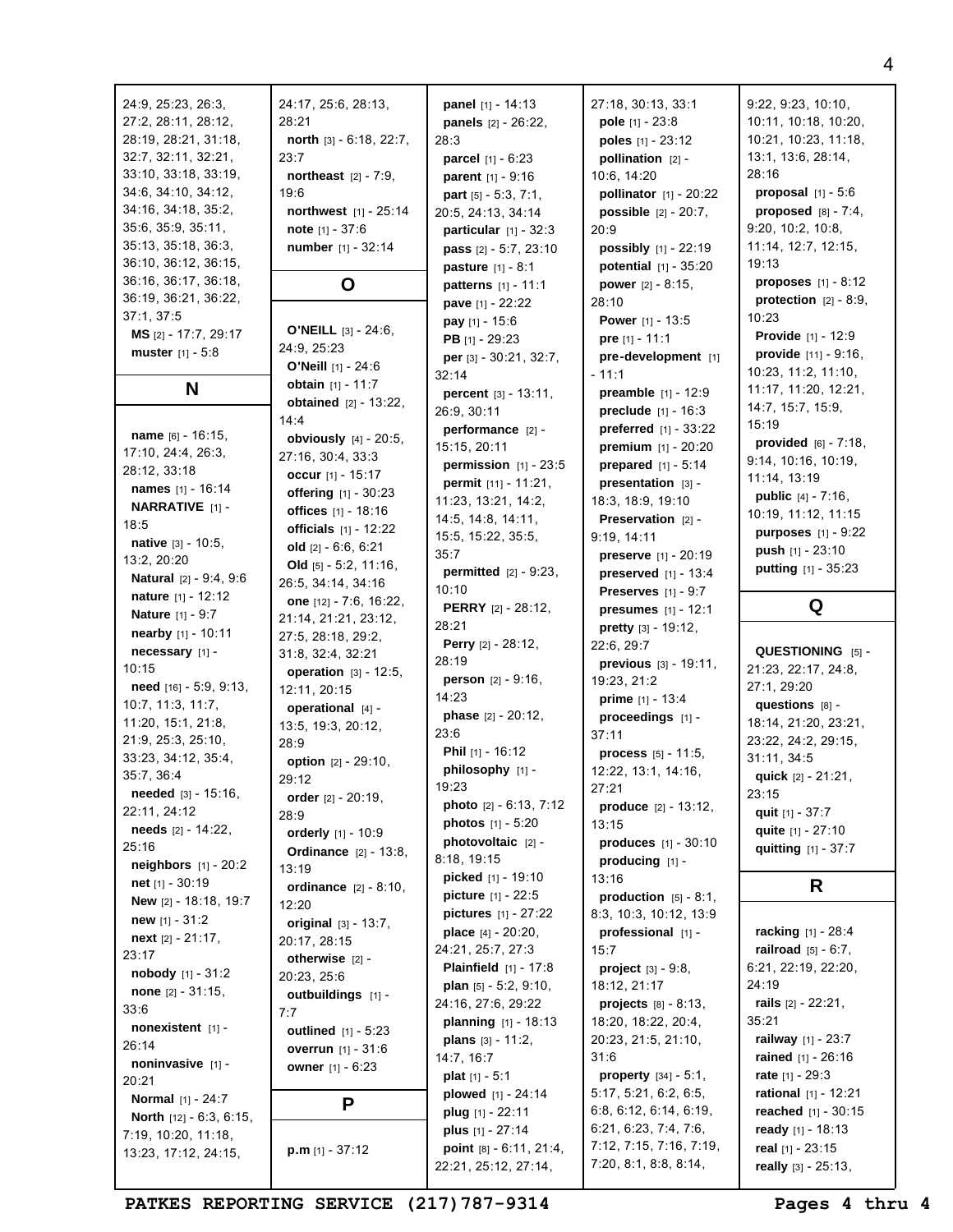24:9, 25:23, 26:3, 27:2, 28:11, 28:12, 28:19, 28:21, 31:18, 32:7, 32:11, 32:21, 33:10, 33:18, 33:19, 34:6, 34:10, 34:12, 34:16, 34:18, 35:2, 35:6, 35:9, 35:11, 35:13, 35:18, 36:3, 36:10, 36:12, 36:15, 36:16, 36:17, 36:18, 36:19, 36:21, 36:22, 37:1, 37:5

**MS** [2] - 17:7, 29:17

**muster** [1] - 5:8

## N

**name** [6] - 16:15, 17:10, 24:4, 26:3, 28:12, 33:18

**names** [1] - 16:14

**NARRATIVE** [1] - 18:5

**native** [3] - 10:5, 13:2, 20:20

**Natural** [2] - 9:4, 9:6

**nature** [1] - 12:12

**Nature** [1] - 9:7

**nearby** [1] - 10:11

**necessary** [1] - 10:15

**need** [16] - 5:9, 9:13, 10:7, 11:3, 11:7, 11:20, 15:1, 21:8, 21:9, 25:3, 25:10, 33:23, 34:12, 35:4, 35:7, 36:4

**needed** [3] - 15:16, 22:11, 24:12

**needs** [2] - 14:22, 25:16

**neighbors** [1] - 20:2

**net** [1] - 30:19

**New** [2] - 18:18, 19:7

**new** [1] - 31:2

**next** [2] - 21:17, 23:17

**nobody** [1] - 31:2

**none** [2] - 31:15, 33:6

**nonexistent** [1] - 26:14

**noninvasive** [1] - 20:21

**Normal** [1] - 24:7

**North** [12] - 6:3, 6:15, 7:19, 10:20, 11:18, 13:23, 17:12, 24:15, 24:17, 25:6, 28:13, 28:21

**north** [3] - 6:18, 22:7, 23:7

**northeast** [2] - 7:9, 19:6

**northwest** [1] - 25:14

**note** [1] - 37:6

**number** [1] - 32:14

## O

**O'NEILL** [3] - 24:6, 24:9, 25:23

**O'Neill** [1] - 24:6

**obtain** [1] - 11:7

**obtained** [2] - 13:22, 14:4

**obviously** [4] - 20:5, 27:16, 30:4, 33:3

**occur** [1] - 15:17

**offering** [1] - 30:23

**offices** [1] - 18:16

**officials** [1] - 12:22

**old** [2] - 6:6, 6:21

**Old** [5] - 5:2, 11:16, 26:5, 34:14, 34:16

**one** [12] - 7:6, 16:22, 21:14, 21:21, 23:12, 27:5, 28:18, 29:2, 31:8, 32:4, 32:21

**operation** [3] - 12:5, 12:11, 20:15

**operational** [4] - 13:5, 19:3, 20:12, 28:9

**option** [2] - 29:10, 29:12

**order** [2] - 20:19, 28:9

**orderly** [1] - 10:9

**Ordinance** [2] - 13:8, 13:19

**ordinance** [2] - 8:10, 12:20

**original** [3] - 13:7, 20:17, 28:15

**otherwise** [2] - 20:23, 25:6

**outbuildings** [1] - 7:7

**outlined** [1] - 5:23

**overrun** [1] - 31:6

**owner** [1] - 6:23

## P

**p.m** [1] - 37:12

**panel** [1] - 14:13

**panels** [2] - 26:22, 28:3

**parcel** [1] - 6:23

**parent** [1] - 9:16

**part** [5] - 5:3, 7:1, 20:5, 24:13, 34:14

**particular** [1] - 32:3

**pass** [2] - 5:7, 23:10

**pasture** [1] - 8:1

**patterns** [1] - 11:1

**pave** [1] - 22:22

**pay** [1] - 15:6

**PB** [1] - 29:23

**per** [3] - 30:21, 32:7, 32:14

**percent** [3] - 13:11, 26:9, 30:11

**performance** [2] - 15:15, 20:11

**permission** [1] - 23:5

**permit** [11] - 11:21, 11:23, 13:21, 14:2, 14:5, 14:8, 14:11, 15:5, 15:22, 35:5, 35:7

**permitted** [2] - 9:23, 10:10

**PERRY** [2] - 28:12, 28:21

**Perry** [2] - 28:12, 28:19

**person** [2] - 9:16, 14:23

**phase** [2] - 20:12, 23:6

**Phil** [1] - 16:12

**philosophy** [1] - 19:23

**photo** [2] - 6:13, 7:12

**photos** [1] - 5:20

**photovoltaic** [2] - 8:18, 19:15

**picked** [1] - 19:10

**picture** [1] - 22:5

**pictures** [1] - 27:22

**place** [4] - 20:20, 24:21, 25:7, 27:3

**Plainfield** [1] - 17:8

**plan** [5] - 5:2, 9:10, 24:16, 27:6, 29:22

**planning** [1] - 18:13

**plans** [3] - 11:2, 14:7, 16:7

**plat** [1] - 5:1

**plowed** [1] - 24:14

**plug** [1] - 22:11

**plus** [1] - 27:14

**point** [8] - 6:11, 21:4, 22:21, 25:12, 27:14, 27:18, 30:13, 33:1

**pole** [1] - 23:8

**poles** [1] - 23:12

**pollination** [2] - 10:6, 14:20

**pollinator** [1] - 20:22

**possible** [2] - 20:7, 20:9

**possibly** [1] - 22:19

**potential** [1] - 35:20

**power** [2] - 8:15, 28:10

**Power** [1] - 13:5

**pre** [1] - 11:1

**pre-development** [1] - 11:1

**preamble** [1] - 12:9

**preclude** [1] - 16:3

**preferred** [1] - 33:22

**premium** [1] - 20:20

**prepared** [1] - 5:14

**presentation** [3] - 18:3, 18:9, 19:10

**Preservation** [2] - 9:19, 14:11

**preserve** [1] - 20:19

**preserved** [1] - 13:4

**Preserves** [1] - 9:7

**presumes** [1] - 12:1

**pretty** [3] - 19:12, 22:6, 29:7

**previous** [3] - 19:11, 19:23, 21:2

**prime** [1] - 13:4

**proceedings** [1] - 37:11

**process** [5] - 11:5, 12:22, 13:1, 14:16, 27:21

**produce** [2] - 13:12, 13:15

**produces** [1] - 30:10

**producing** [1] - 13:16

**production** [5] - 8:1, 8:3, 10:3, 10:12, 13:9

**professional** [1] - 15:7

**project** [3] - 9:8, 18:12, 21:17

**projects** [8] - 8:13, 18:20, 18:22, 20:4, 20:23, 21:5, 21:10, 31:6

**property** [34] - 5:1, 5:17, 5:21, 6:2, 6:5, 6:8, 6:12, 6:14, 6:19, 6:21, 6:23, 7:4, 7:6, 7:12, 7:15, 7:16, 7:19, 7:20, 8:1, 8:8, 8:14, 9:22, 9:23, 10:10, 10:11, 10:18, 10:20, 10:21, 10:23, 11:18, 13:1, 13:6, 28:14, 28:16

**proposal** [1] - 5:6

**proposed** [8] - 7:4, 9:20, 10:2, 10:8, 11:14, 12:7, 12:15, 19:13

**proposes** [1] - 8:12

**protection** [2] - 8:9, 10:23

**Provide** [1] - 12:9

**provide** [11] - 9:16, 10:23, 11:2, 11:10, 11:17, 11:20, 12:21, 14:7, 15:7, 15:9, 15:19

**provided** [6] - 7:18, 9:14, 10:16, 10:19, 11:14, 13:19

**public** [4] - 7:16, 10:19, 11:12, 11:15

**purposes** [1] - 9:22

**push** [1] - 23:10

**putting** [1] - 35:23

## Q

**QUESTIONING** [5] - 21:23, 22:17, 24:8, 27:1, 29:20

**questions** [8] - 18:14, 21:20, 23:21, 23:22, 24:2, 29:15, 31:11, 34:5

**quick** [2] - 21:21, 23:15

**quit** [1] - 37:7

**quite** [1] - 27:10

**quitting** [1] - 37:7

## R

**racking** [1] - 28:4

**railroad** [5] - 6:7, 6:21, 22:19, 22:20, 24:19

**rails** [2] - 22:21, 35:21

**railway** [1] - 23:7

**rained** [1] - 26:16

**rate** [1] - 29:3

**rational** [1] - 12:21

**reached** [1] - 30:15

**ready** [1] - 18:13

**real** [1] - 23:15

**really** [3] - 25:13,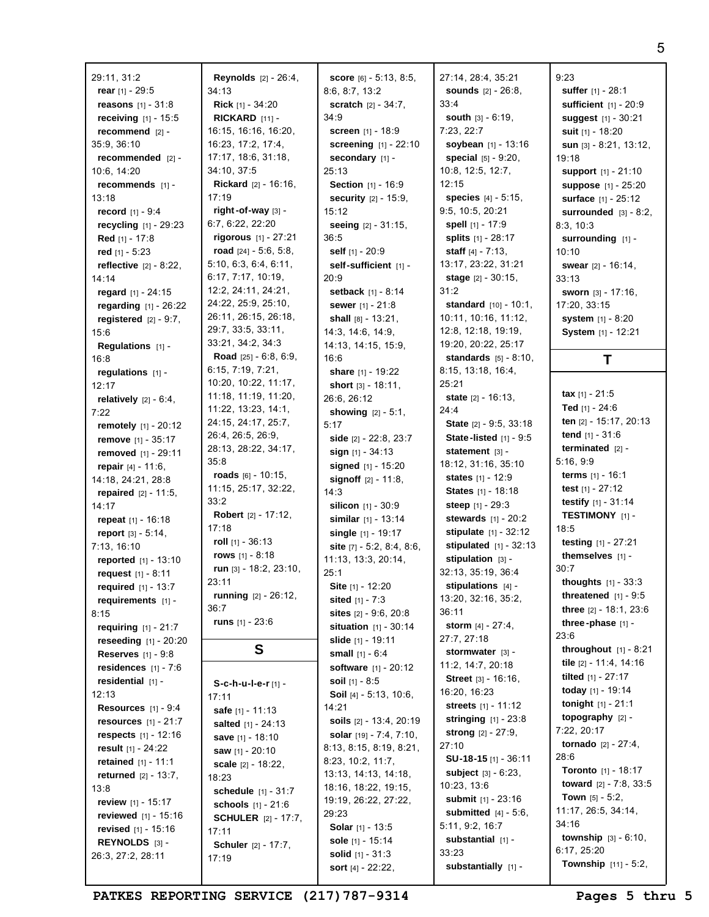29:11, 31:2
**rear** [1] - 29:5
**reasons** [1] - 31:8
**receiving** [1] - 15:5
**recommend** [2] - 35:9, 36:10
**recommended** [2] - 10:6, 14:20
**recommends** [1] - 13:18
**record** [1] - 9:4
**recycling** [1] - 29:23
**Red** [1] - 17:8
**red** [1] - 5:23
**reflective** [2] - 8:22, 14:14
**regard** [1] - 24:15
**regarding** [1] - 26:22
**registered** [2] - 9:7, 15:6
**Regulations** [1] - 16:8
**regulations** [1] - 12:17
**relatively** [2] - 6:4, 7:22
**remotely** [1] - 20:12
**remove** [1] - 35:17
**removed** [1] - 29:11
**repair** [4] - 11:6, 14:18, 24:21, 28:8
**repaired** [2] - 11:5, 14:17
**repeat** [1] - 16:18
**report** [3] - 5:14, 7:13, 16:10
**reported** [1] - 13:10
**request** [1] - 8:11
**required** [1] - 13:7
**requirements** [1] - 8:15
**requiring** [1] - 21:7
**reseeding** [1] - 20:20
**Reserves** [1] - 9:8
**residences** [1] - 7:6
**residential** [1] - 12:13
**Resources** [1] - 9:4
**resources** [1] - 21:7
**respects** [1] - 12:16
**result** [1] - 24:22
**retained** [1] - 11:1
**returned** [2] - 13:7, 13:8
**review** [1] - 15:17
**reviewed** [1] - 15:16
**revised** [1] - 15:16
**REYNOLDS** [3] - 26:3, 27:2, 28:11
**Reynolds** [2] - 26:4, 34:13
**Rick** [1] - 34:20
**RICKARD** [11] - 16:15, 16:16, 16:20, 16:23, 17:2, 17:4, 17:17, 18:6, 31:18, 34:10, 37:5
**Rickard** [2] - 16:16, 17:19
**right-of-way** [3] - 6:7, 6:22, 22:20
**rigorous** [1] - 27:21
**road** [24] - 5:6, 5:8, 5:10, 6:3, 6:4, 6:11, 6:17, 7:17, 10:19, 12:2, 24:11, 24:21, 24:22, 25:9, 25:10, 26:11, 26:15, 26:18, 29:7, 33:5, 33:11, 33:21, 34:2, 34:3
**Road** [25] - 6:8, 6:9, 6:15, 7:19, 7:21, 10:20, 10:22, 11:17, 11:18, 11:19, 11:20, 11:22, 13:23, 14:1, 24:15, 24:17, 25:7, 26:4, 26:5, 26:9, 28:13, 28:22, 34:17, 35:8
**roads** [6] - 10:15, 11:15, 25:17, 32:22, 33:2
**Robert** [2] - 17:12, 17:18
**roll** [1] - 36:13
**rows** [1] - 8:18
**run** [3] - 18:2, 23:10, 23:11
**running** [2] - 26:12, 36:7
**runs** [1] - 23:6

## S

**S-c-h-u-l-e-r** [1] - 17:11
**safe** [1] - 11:13
**salted** [1] - 24:13
**save** [1] - 18:10
**saw** [1] - 20:10
**scale** [2] - 18:22, 18:23
**schedule** [1] - 31:7
**schools** [1] - 21:6
**SCHULER** [2] - 17:7, 17:11
**Schuler** [2] - 17:7, 17:19
**score** [6] - 5:13, 8:5, 8:6, 8:7, 13:2
**scratch** [2] - 34:7, 34:9
**screen** [1] - 18:9
**screening** [1] - 22:10
**secondary** [1] - 25:13
**Section** [1] - 16:9
**security** [2] - 15:9, 15:12
**seeing** [2] - 31:15, 36:5
**self** [1] - 20:9
**self-sufficient** [1] - 20:9
**setback** [1] - 8:14
**sewer** [1] - 21:8
**shall** [8] - 13:21, 14:3, 14:6, 14:9, 14:13, 14:15, 15:9, 16:6
**share** [1] - 19:22
**short** [3] - 18:11, 26:6, 26:12
**showing** [2] - 5:1, 5:17
**side** [2] - 22:8, 23:7
**sign** [1] - 34:13
**signed** [1] - 15:20
**signoff** [2] - 11:8, 14:3
**silicon** [1] - 30:9
**similar** [1] - 13:14
**single** [1] - 19:17
**site** [7] - 5:2, 8:4, 8:6, 11:13, 13:3, 20:14, 25:1
**Site** [1] - 12:20
**sited** [1] - 7:3
**sites** [2] - 9:6, 20:8
**situation** [1] - 30:14
**slide** [1] - 19:11
**small** [1] - 6:4
**software** [1] - 20:12
**soil** [1] - 8:5
**Soil** [4] - 5:13, 10:6, 14:21
**soils** [2] - 13:4, 20:19
**solar** [19] - 7:4, 7:10, 8:13, 8:15, 8:19, 8:21, 8:23, 10:2, 11:7, 13:13, 14:13, 14:18, 18:16, 18:22, 19:15, 19:19, 26:22, 27:22, 29:23
**Solar** [1] - 13:5
**sole** [1] - 15:14
**solid** [1] - 31:3
**sort** [4] - 22:22, 27:14, 28:4, 35:21
**sounds** [2] - 26:8, 33:4
**south** [3] - 6:19, 7:23, 22:7
**soybean** [1] - 13:16
**special** [5] - 9:20, 10:8, 12:5, 12:7, 12:15
**species** [4] - 5:15, 9:5, 10:5, 20:21
**spell** [1] - 17:9
**splits** [1] - 28:17
**staff** [4] - 7:13, 13:17, 23:22, 31:21
**stage** [2] - 30:15, 31:2
**standard** [10] - 10:1, 10:11, 10:16, 11:12, 12:8, 12:18, 19:19, 19:20, 20:22, 25:17
**standards** [5] - 8:10, 8:15, 13:18, 16:4, 25:21
**state** [2] - 16:13, 24:4
**State** [2] - 9:5, 33:18
**State-listed** [1] - 9:5
**statement** [3] - 18:12, 31:16, 35:10
**states** [1] - 12:9
**States** [1] - 18:18
**steep** [1] - 29:3
**stewards** [1] - 20:2
**stipulate** [1] - 32:12
**stipulated** [1] - 32:13
**stipulation** [3] - 32:13, 35:19, 36:4
**stipulations** [4] - 13:20, 32:16, 35:2, 36:11
**storm** [4] - 27:4, 27:7, 27:18
**stormwater** [3] - 11:2, 14:7, 20:18
**Street** [3] - 16:16, 16:20, 16:23
**streets** [1] - 11:12
**stringing** [1] - 23:8
**strong** [2] - 27:9, 27:10
**SU-18-15** [1] - 36:11
**subject** [3] - 6:23, 10:23, 13:6
**submit** [1] - 23:16
**submitted** [4] - 5:6, 5:11, 9:2, 16:7
**substantial** [1] - 33:23
**substantially** [1] - 9:23
**suffer** [1] - 28:1
**sufficient** [1] - 20:9
**suggest** [1] - 30:21
**suit** [1] - 18:20
**sun** [3] - 8:21, 13:12, 19:18
**support** [1] - 21:10
**suppose** [1] - 25:20
**surface** [1] - 25:12
**surrounded** [3] - 8:2, 8:3, 10:3
**surrounding** [1] - 10:10
**swear** [2] - 16:14, 33:13
**sworn** [3] - 17:16, 17:20, 33:15
**system** [1] - 8:20
**System** [1] - 12:21

## T

**tax** [1] - 21:5
**Ted** [1] - 24:6
**ten** [2] - 15:17, 20:13
**tend** [1] - 31:6
**terminated** [2] - 5:16, 9:9
**terms** [1] - 16:1
**test** [1] - 27:12
**testify** [1] - 31:14
**TESTIMONY** [1] - 18:5
**testing** [1] - 27:21
**themselves** [1] - 30:7
**thoughts** [1] - 33:3
**threatened** [1] - 9:5
**three** [2] - 18:1, 23:6
**three-phase** [1] - 23:6
**throughout** [1] - 8:21
**tile** [2] - 11:4, 14:16
**tilted** [1] - 27:17
**today** [1] - 19:14
**tonight** [1] - 21:1
**topography** [2] - 7:22, 20:17
**tornado** [2] - 27:4, 28:6
**Toronto** [1] - 18:17
**toward** [2] - 7:8, 33:5
**Town** [5] - 5:2, 11:17, 26:5, 34:14, 34:16
**township** [3] - 6:10, 6:17, 25:20
**Township** [11] - 5:2,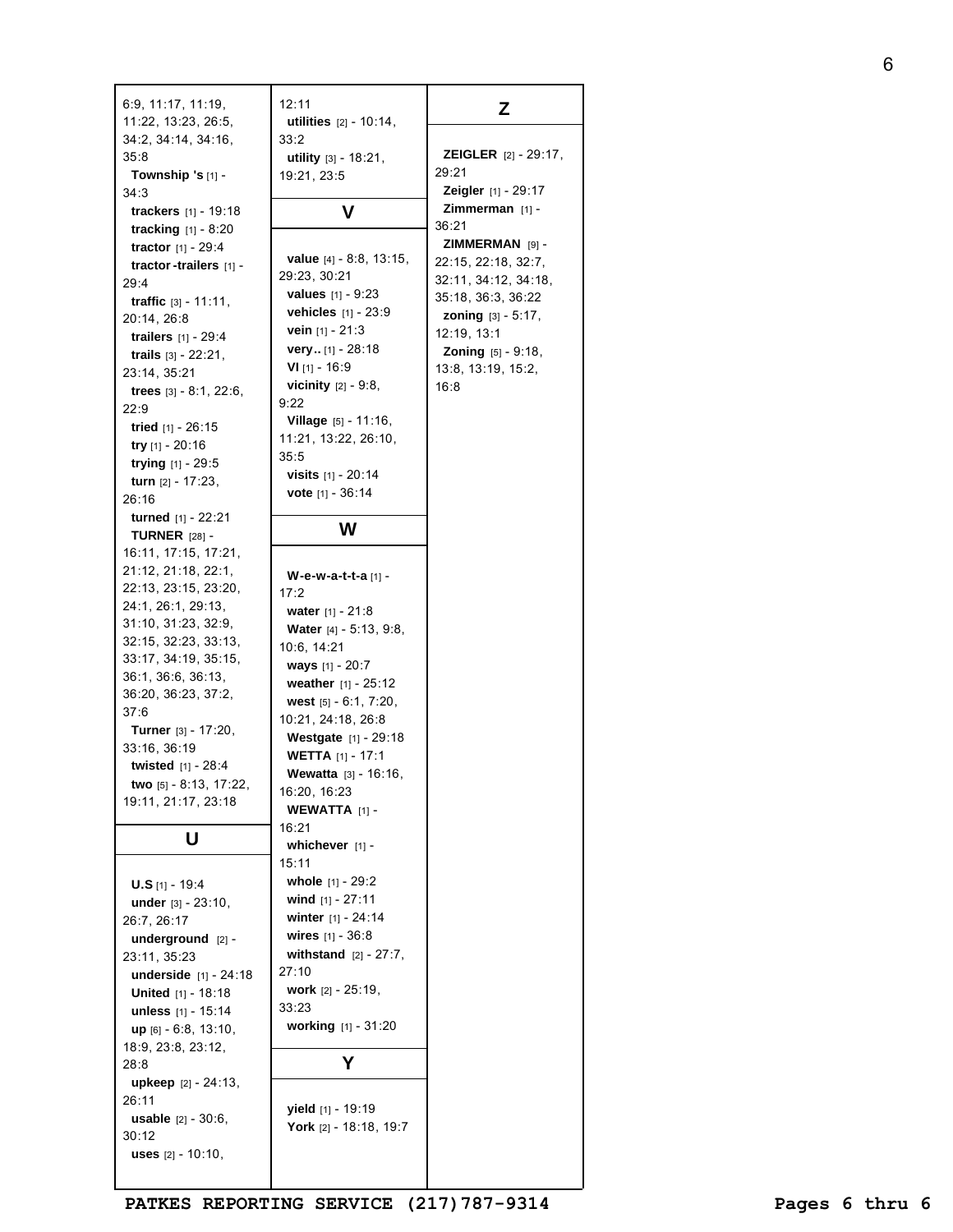6:9, 11:17, 11:19, 11:22, 13:23, 26:5, 34:2, 34:14, 34:16, 35:8

**Township 's** [1] - 34:3

**trackers** [1] - 19:18

**tracking** [1] - 8:20

**tractor** [1] - 29:4

**tractor-trailers** [1] - 29:4

**traffic** [3] - 11:11, 20:14, 26:8

**trailers** [1] - 29:4

**trails** [3] - 22:21, 23:14, 35:21

**trees** [3] - 8:1, 22:6, 22:9

**tried** [1] - 26:15

**try** [1] - 20:16

**trying** [1] - 29:5

**turn** [2] - 17:23, 26:16

**turned** [1] - 22:21

**TURNER** [28] - 16:11, 17:15, 17:21, 21:12, 21:18, 22:1, 22:13, 23:15, 23:20, 24:1, 26:1, 29:13, 31:10, 31:23, 32:9, 32:15, 32:23, 33:13, 33:17, 34:19, 35:15, 36:1, 36:6, 36:13, 36:20, 36:23, 37:2, 37:6

**Turner** [3] - 17:20, 33:16, 36:19

**twisted** [1] - 28:4

**two** [5] - 8:13, 17:22, 19:11, 21:17, 23:18

## U

**U.S** [1] - 19:4

**under** [3] - 23:10, 26:7, 26:17

**underground** [2] - 23:11, 35:23

**underside** [1] - 24:18

**United** [1] - 18:18

**unless** [1] - 15:14

**up** [6] - 6:8, 13:10, 18:9, 23:8, 23:12, 28:8

**upkeep** [2] - 24:13, 26:11

**usable** [2] - 30:6, 30:12

**uses** [2] - 10:10, 12:11

**utilities** [2] - 10:14, 33:2

**utility** [3] - 18:21, 19:21, 23:5

## V

**value** [4] - 8:8, 13:15, 29:23, 30:21

**values** [1] - 9:23

**vehicles** [1] - 23:9

**vein** [1] - 21:3

**very..** [1] - 28:18

**VI** [1] - 16:9

**vicinity** [2] - 9:8, 9:22

**Village** [5] - 11:16, 11:21, 13:22, 26:10, 35:5

**visits** [1] - 20:14

**vote** [1] - 36:14

## W

**W-e-w-a-t-t-a** [1] - 17:2

**water** [1] - 21:8

**Water** [4] - 5:13, 9:8, 10:6, 14:21

**ways** [1] - 20:7

**weather** [1] - 25:12

**west** [5] - 6:1, 7:20, 10:21, 24:18, 26:8

**Westgate** [1] - 29:18

**WETTA** [1] - 17:1

**Wewatta** [3] - 16:16, 16:20, 16:23

**WEWATTA** [1] - 16:21

**whichever** [1] - 15:11

**whole** [1] - 29:2

**wind** [1] - 27:11

**winter** [1] - 24:14

**wires** [1] - 36:8

**withstand** [2] - 27:7, 27:10

**work** [2] - 25:19, 33:23

**working** [1] - 31:20

## Y

**yield** [1] - 19:19

**York** [2] - 18:18, 19:7

## Z

**ZEIGLER** [2] - 29:17, 29:21

**Zeigler** [1] - 29:17

**Zimmerman** [1] - 36:21

**ZIMMERMAN** [9] - 22:15, 22:18, 32:7, 32:11, 34:12, 34:18, 35:18, 36:3, 36:22

**zoning** [3] - 5:17, 12:19, 13:1

**Zoning** [5] - 9:18, 13:8, 13:19, 15:2, 16:8